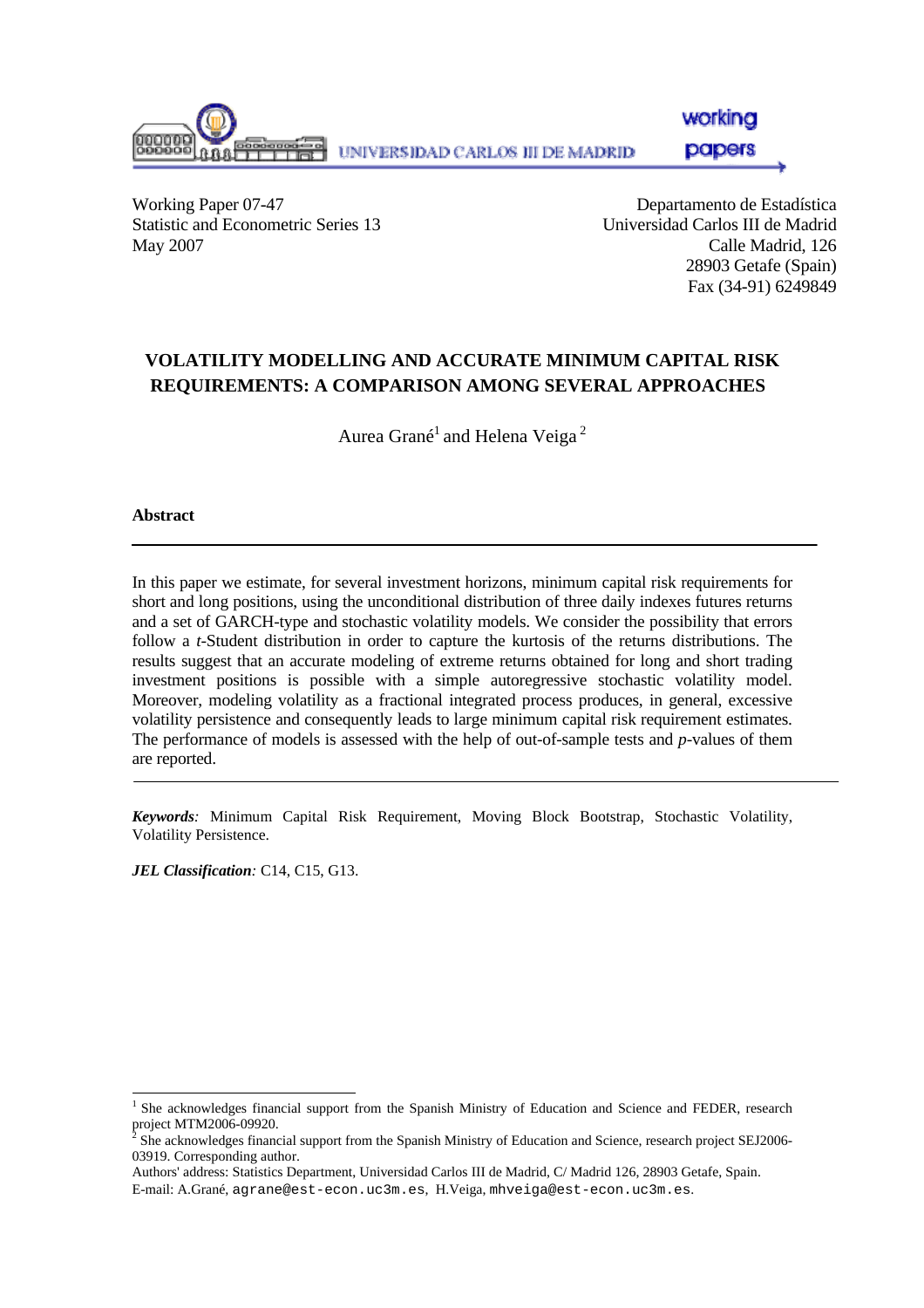UNIVERSIDAD CARLOS III DE MADRID

working papers

Working Paper 07-47
Statistic and Econometric Series 13
May 2007

Departamento de Estadística
Universidad Carlos III de Madrid
Calle Madrid, 126
28903 Getafe (Spain)
Fax (34-91) 6249849

# VOLATILITY MODELLING AND ACCURATE MINIMUM CAPITAL RISK REQUIREMENTS: A COMPARISON AMONG SEVERAL APPROACHES

Aurea Grané[1] and Helena Veiga[2]

**Abstract**

---

In this paper we estimate, for several investment horizons, minimum capital risk requirements for short and long positions, using the unconditional distribution of three daily indexes futures returns and a set of GARCH-type and stochastic volatility models. We consider the possibility that errors follow a *t*-Student distribution in order to capture the kurtosis of the returns distributions. The results suggest that an accurate modeling of extreme returns obtained for long and short trading investment positions is possible with a simple autoregressive stochastic volatility model. Moreover, modeling volatility as a fractional integrated process produces, in general, excessive volatility persistence and consequently leads to large minimum capital risk requirement estimates. The performance of models is assessed with the help of out-of-sample tests and *p*-values of them are reported.

---

***Keywords****:* Minimum Capital Risk Requirement, Moving Block Bootstrap, Stochastic Volatility, Volatility Persistence.

***JEL Classification****:* C14, C15, G13.

---

[1] She acknowledges financial support from the Spanish Ministry of Education and Science and FEDER, research project MTM2006-09920.

[2] She acknowledges financial support from the Spanish Ministry of Education and Science, research project SEJ2006-03919. Corresponding author.

Authors' address: Statistics Department, Universidad Carlos III de Madrid, C/ Madrid 126, 28903 Getafe, Spain.
E-mail: A.Grané, agrane@est-econ.uc3m.es, H.Veiga, mhveiga@est-econ.uc3m.es.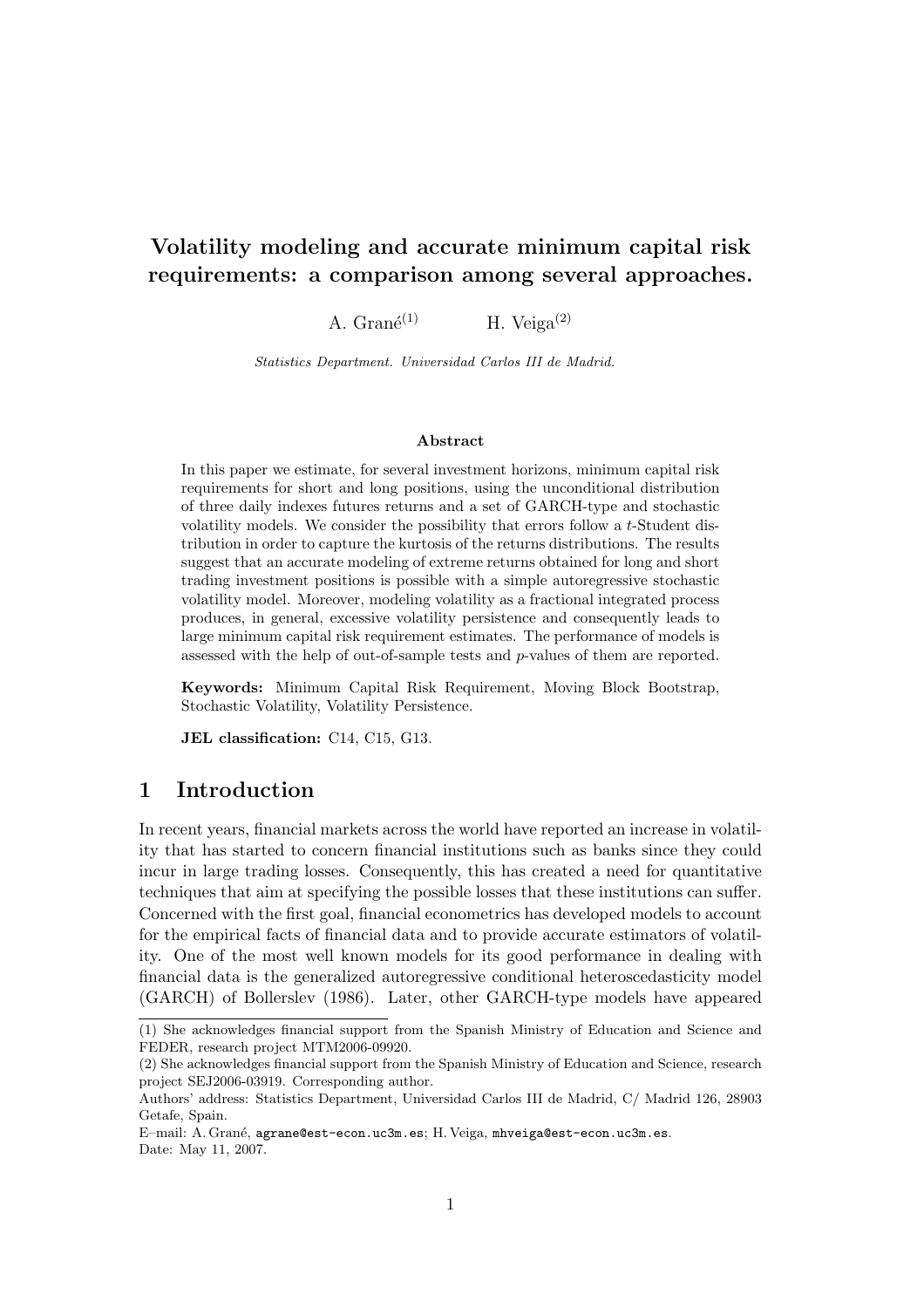# Volatility modeling and accurate minimum capital risk requirements: a comparison among several approaches.

A. Grané[(1)] H. Veiga[(2)]

*Statistics Department. Universidad Carlos III de Madrid.*

### Abstract

In this paper we estimate, for several investment horizons, minimum capital risk requirements for short and long positions, using the unconditional distribution of three daily indexes futures returns and a set of GARCH-type and stochastic volatility models. We consider the possibility that errors follow a $t$-Student distribution in order to capture the kurtosis of the returns distributions. The results suggest that an accurate modeling of extreme returns obtained for long and short trading investment positions is possible with a simple autoregressive stochastic volatility model. Moreover, modeling volatility as a fractional integrated process produces, in general, excessive volatility persistence and consequently leads to large minimum capital risk requirement estimates. The performance of models is assessed with the help of out-of-sample tests and $p$-values of them are reported.

**Keywords:** Minimum Capital Risk Requirement, Moving Block Bootstrap, Stochastic Volatility, Volatility Persistence.

**JEL classification:** C14, C15, G13.

## 1 Introduction

In recent years, financial markets across the world have reported an increase in volatility that has started to concern financial institutions such as banks since they could incur in large trading losses. Consequently, this has created a need for quantitative techniques that aim at specifying the possible losses that these institutions can suffer. Concerned with the first goal, financial econometrics has developed models to account for the empirical facts of financial data and to provide accurate estimators of volatility. One of the most well known models for its good performance in dealing with financial data is the generalized autoregressive conditional heteroscedasticity model (GARCH) of Bollerslev (1986). Later, other GARCH-type models have appeared

---

(1) She acknowledges financial support from the Spanish Ministry of Education and Science and FEDER, research project MTM2006-09920.

(2) She acknowledges financial support from the Spanish Ministry of Education and Science, research project SEJ2006-03919. Corresponding author.

Authors' address: Statistics Department, Universidad Carlos III de Madrid, C/ Madrid 126, 28903 Getafe, Spain.

E–mail: A. Grané, agrane@est-econ.uc3m.es; H. Veiga, mhveiga@est-econ.uc3m.es.

Date: May 11, 2007.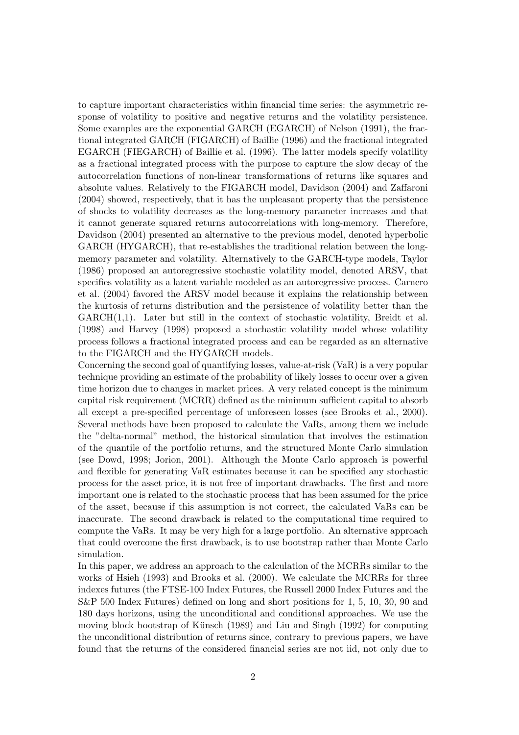to capture important characteristics within financial time series: the asymmetric response of volatility to positive and negative returns and the volatility persistence. Some examples are the exponential GARCH (EGARCH) of Nelson (1991), the fractional integrated GARCH (FIGARCH) of Baillie (1996) and the fractional integrated EGARCH (FIEGARCH) of Baillie et al. (1996). The latter models specify volatility as a fractional integrated process with the purpose to capture the slow decay of the autocorrelation functions of non-linear transformations of returns like squares and absolute values. Relatively to the FIGARCH model, Davidson (2004) and Zaffaroni (2004) showed, respectively, that it has the unpleasant property that the persistence of shocks to volatility decreases as the long-memory parameter increases and that it cannot generate squared returns autocorrelations with long-memory. Therefore, Davidson (2004) presented an alternative to the previous model, denoted hyperbolic GARCH (HYGARCH), that re-establishes the traditional relation between the long-memory parameter and volatility. Alternatively to the GARCH-type models, Taylor (1986) proposed an autoregressive stochastic volatility model, denoted ARSV, that specifies volatility as a latent variable modeled as an autoregressive process. Carnero et al. (2004) favored the ARSV model because it explains the relationship between the kurtosis of returns distribution and the persistence of volatility better than the GARCH(1,1). Later but still in the context of stochastic volatility, Breidt et al. (1998) and Harvey (1998) proposed a stochastic volatility model whose volatility process follows a fractional integrated process and can be regarded as an alternative to the FIGARCH and the HYGARCH models.

Concerning the second goal of quantifying losses, value-at-risk (VaR) is a very popular technique providing an estimate of the probability of likely losses to occur over a given time horizon due to changes in market prices. A very related concept is the minimum capital risk requirement (MCRR) defined as the minimum sufficient capital to absorb all except a pre-specified percentage of unforeseen losses (see Brooks et al., 2000). Several methods have been proposed to calculate the VaRs, among them we include the "delta-normal" method, the historical simulation that involves the estimation of the quantile of the portfolio returns, and the structured Monte Carlo simulation (see Dowd, 1998; Jorion, 2001). Although the Monte Carlo approach is powerful and flexible for generating VaR estimates because it can be specified any stochastic process for the asset price, it is not free of important drawbacks. The first and more important one is related to the stochastic process that has been assumed for the price of the asset, because if this assumption is not correct, the calculated VaRs can be inaccurate. The second drawback is related to the computational time required to compute the VaRs. It may be very high for a large portfolio. An alternative approach that could overcome the first drawback, is to use bootstrap rather than Monte Carlo simulation.

In this paper, we address an approach to the calculation of the MCRRs similar to the works of Hsieh (1993) and Brooks et al. (2000). We calculate the MCRRs for three indexes futures (the FTSE-100 Index Futures, the Russell 2000 Index Futures and the S&P 500 Index Futures) defined on long and short positions for 1, 5, 10, 30, 90 and 180 days horizons, using the unconditional and conditional approaches. We use the moving block bootstrap of Künsch (1989) and Liu and Singh (1992) for computing the unconditional distribution of returns since, contrary to previous papers, we have found that the returns of the considered financial series are not iid, not only due to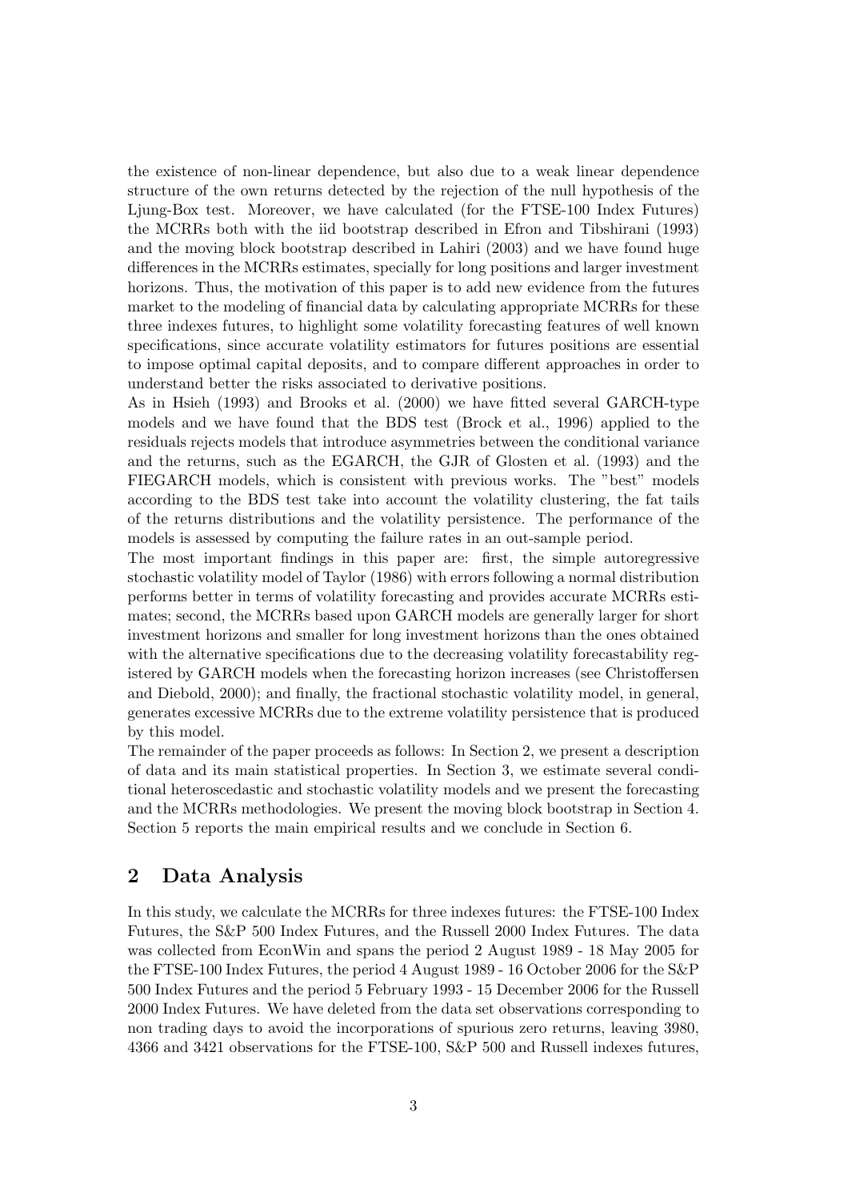the existence of non-linear dependence, but also due to a weak linear dependence structure of the own returns detected by the rejection of the null hypothesis of the Ljung-Box test. Moreover, we have calculated (for the FTSE-100 Index Futures) the MCRRs both with the iid bootstrap described in Efron and Tibshirani (1993) and the moving block bootstrap described in Lahiri (2003) and we have found huge differences in the MCRRs estimates, specially for long positions and larger investment horizons. Thus, the motivation of this paper is to add new evidence from the futures market to the modeling of financial data by calculating appropriate MCRRs for these three indexes futures, to highlight some volatility forecasting features of well known specifications, since accurate volatility estimators for futures positions are essential to impose optimal capital deposits, and to compare different approaches in order to understand better the risks associated to derivative positions.

As in Hsieh (1993) and Brooks et al. (2000) we have fitted several GARCH-type models and we have found that the BDS test (Brock et al., 1996) applied to the residuals rejects models that introduce asymmetries between the conditional variance and the returns, such as the EGARCH, the GJR of Glosten et al. (1993) and the FIEGARCH models, which is consistent with previous works. The "best" models according to the BDS test take into account the volatility clustering, the fat tails of the returns distributions and the volatility persistence. The performance of the models is assessed by computing the failure rates in an out-sample period.

The most important findings in this paper are: first, the simple autoregressive stochastic volatility model of Taylor (1986) with errors following a normal distribution performs better in terms of volatility forecasting and provides accurate MCRRs estimates; second, the MCRRs based upon GARCH models are generally larger for short investment horizons and smaller for long investment horizons than the ones obtained with the alternative specifications due to the decreasing volatility forecastability registered by GARCH models when the forecasting horizon increases (see Christoffersen and Diebold, 2000); and finally, the fractional stochastic volatility model, in general, generates excessive MCRRs due to the extreme volatility persistence that is produced by this model.

The remainder of the paper proceeds as follows: In Section 2, we present a description of data and its main statistical properties. In Section 3, we estimate several conditional heteroscedastic and stochastic volatility models and we present the forecasting and the MCRRs methodologies. We present the moving block bootstrap in Section 4. Section 5 reports the main empirical results and we conclude in Section 6.

## 2 Data Analysis

In this study, we calculate the MCRRs for three indexes futures: the FTSE-100 Index Futures, the S&P 500 Index Futures, and the Russell 2000 Index Futures. The data was collected from EconWin and spans the period 2 August 1989 - 18 May 2005 for the FTSE-100 Index Futures, the period 4 August 1989 - 16 October 2006 for the S&P 500 Index Futures and the period 5 February 1993 - 15 December 2006 for the Russell 2000 Index Futures. We have deleted from the data set observations corresponding to non trading days to avoid the incorporations of spurious zero returns, leaving 3980, 4366 and 3421 observations for the FTSE-100, S&P 500 and Russell indexes futures,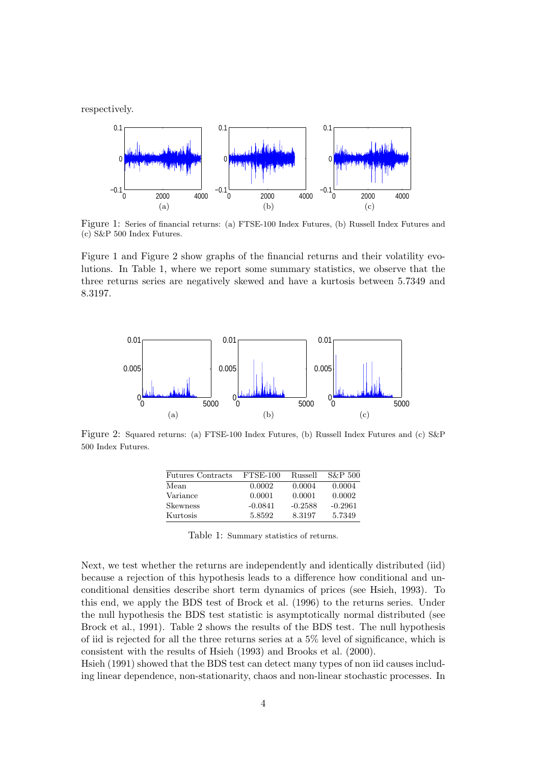respectively.

Figure 1: Series of financial returns: (a) FTSE-100 Index Futures, (b) Russell Index Futures and (c) S&P 500 Index Futures.

Figure 1 and Figure 2 show graphs of the financial returns and their volatility evolutions. In Table 1, where we report some summary statistics, we observe that the three returns series are negatively skewed and have a kurtosis between 5.7349 and 8.3197.

Figure 2: Squared returns: (a) FTSE-100 Index Futures, (b) Russell Index Futures and (c) S&P 500 Index Futures.

| Futures Contracts | FTSE-100 | Russell | S&P 500 |
|---|---|---|---|
| Mean | 0.0002 | 0.0004 | 0.0004 |
| Variance | 0.0001 | 0.0001 | 0.0002 |
| Skewness | -0.0841 | -0.2588 | -0.2961 |
| Kurtosis | 5.8592 | 8.3197 | 5.7349 |

Table 1: Summary statistics of returns.

Next, we test whether the returns are independently and identically distributed (iid) because a rejection of this hypothesis leads to a difference how conditional and unconditional densities describe short term dynamics of prices (see Hsieh, 1993). To this end, we apply the BDS test of Brock et al. (1996) to the returns series. Under the null hypothesis the BDS test statistic is asymptotically normal distributed (see Brock et al., 1991). Table 2 shows the results of the BDS test. The null hypothesis of iid is rejected for all the three returns series at a 5% level of significance, which is consistent with the results of Hsieh (1993) and Brooks et al. (2000).

Hsieh (1991) showed that the BDS test can detect many types of non iid causes including linear dependence, non-stationarity, chaos and non-linear stochastic processes. In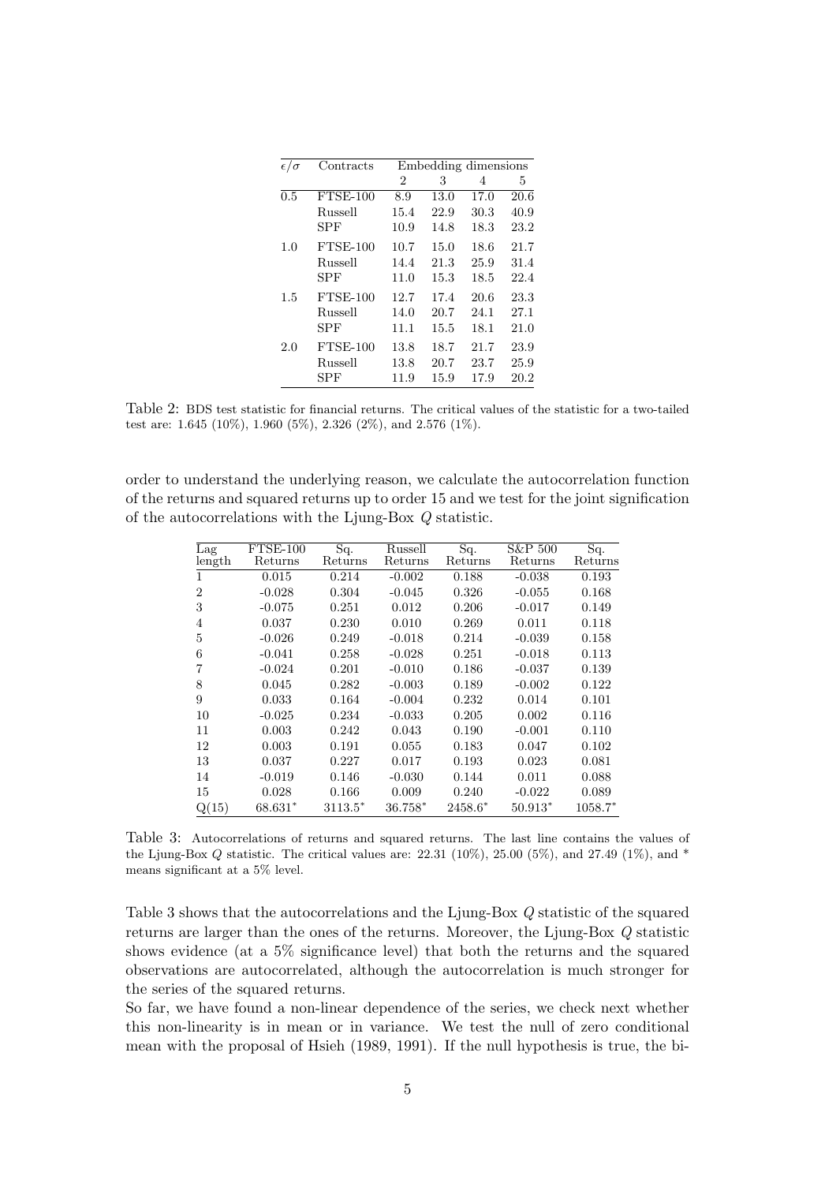| $\epsilon/\sigma$ | Contracts | Embedding dimensions | | | |
|---|---|---|---|---|---|
| | | 2 | 3 | 4 | 5 |
| 0.5 | FTSE-100 | 8.9 | 13.0 | 17.0 | 20.6 |
| | Russell | 15.4 | 22.9 | 30.3 | 40.9 |
| | SPF | 10.9 | 14.8 | 18.3 | 23.2 |
| 1.0 | FTSE-100 | 10.7 | 15.0 | 18.6 | 21.7 |
| | Russell | 14.4 | 21.3 | 25.9 | 31.4 |
| | SPF | 11.0 | 15.3 | 18.5 | 22.4 |
| 1.5 | FTSE-100 | 12.7 | 17.4 | 20.6 | 23.3 |
| | Russell | 14.0 | 20.7 | 24.1 | 27.1 |
| | SPF | 11.1 | 15.5 | 18.1 | 21.0 |
| 2.0 | FTSE-100 | 13.8 | 18.7 | 21.7 | 23.9 |
| | Russell | 13.8 | 20.7 | 23.7 | 25.9 |
| | SPF | 11.9 | 15.9 | 17.9 | 20.2 |

Table 2: BDS test statistic for financial returns. The critical values of the statistic for a two-tailed test are: 1.645 (10%), 1.960 (5%), 2.326 (2%), and 2.576 (1%).

order to understand the underlying reason, we calculate the autocorrelation function of the returns and squared returns up to order 15 and we test for the joint signification of the autocorrelations with the Ljung-Box $Q$ statistic.

| Lag length | FTSE-100 Returns | Sq. Returns | Russell Returns | Sq. Returns | S&P 500 Returns | Sq. Returns |
|---|---|---|---|---|---|---|
| 1 | 0.015 | 0.214 | -0.002 | 0.188 | -0.038 | 0.193 |
| 2 | -0.028 | 0.304 | -0.045 | 0.326 | -0.055 | 0.168 |
| 3 | -0.075 | 0.251 | 0.012 | 0.206 | -0.017 | 0.149 |
| 4 | 0.037 | 0.230 | 0.010 | 0.269 | 0.011 | 0.118 |
| 5 | -0.026 | 0.249 | -0.018 | 0.214 | -0.039 | 0.158 |
| 6 | -0.041 | 0.258 | -0.028 | 0.251 | -0.018 | 0.113 |
| 7 | -0.024 | 0.201 | -0.010 | 0.186 | -0.037 | 0.139 |
| 8 | 0.045 | 0.282 | -0.003 | 0.189 | -0.002 | 0.122 |
| 9 | 0.033 | 0.164 | -0.004 | 0.232 | 0.014 | 0.101 |
| 10 | -0.025 | 0.234 | -0.033 | 0.205 | 0.002 | 0.116 |
| 11 | 0.003 | 0.242 | 0.043 | 0.190 | -0.001 | 0.110 |
| 12 | 0.003 | 0.191 | 0.055 | 0.183 | 0.047 | 0.102 |
| 13 | 0.037 | 0.227 | 0.017 | 0.193 | 0.023 | 0.081 |
| 14 | -0.019 | 0.146 | -0.030 | 0.144 | 0.011 | 0.088 |
| 15 | 0.028 | 0.166 | 0.009 | 0.240 | -0.022 | 0.089 |
| Q(15) | 68.631* | 3113.5* | 36.758* | 2458.6* | 50.913* | 1058.7* |

Table 3: Autocorrelations of returns and squared returns. The last line contains the values of the Ljung-Box $Q$ statistic. The critical values are: 22.31 (10%), 25.00 (5%), and 27.49 (1%), and * means significant at a 5% level.

Table 3 shows that the autocorrelations and the Ljung-Box $Q$ statistic of the squared returns are larger than the ones of the returns. Moreover, the Ljung-Box $Q$ statistic shows evidence (at a 5% significance level) that both the returns and the squared observations are autocorrelated, although the autocorrelation is much stronger for the series of the squared returns.

So far, we have found a non-linear dependence of the series, we check next whether this non-linearity is in mean or in variance. We test the null of zero conditional mean with the proposal of Hsieh (1989, 1991). If the null hypothesis is true, the bi-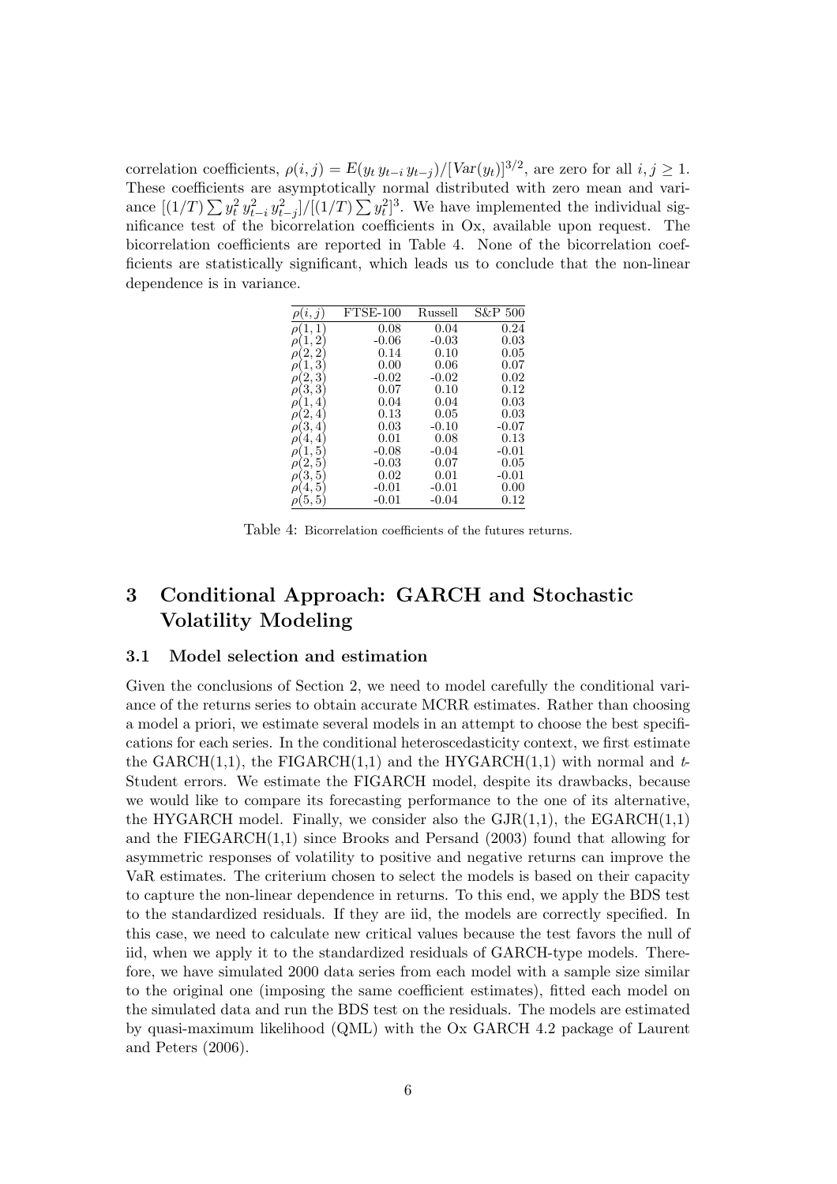correlation coefficients, $\rho(i,j) = E(y_t\, y_{t-i}\, y_{t-j})/[\text{Var}(y_t)]^{3/2}$, are zero for all $i, j \geq 1$. These coefficients are asymptotically normal distributed with zero mean and variance $[(1/T)\sum y_t^2\, y_{t-i}^2\, y_{t-j}^2]/[(1/T)\sum y_t^2]^3$. We have implemented the individual significance test of the bicorrelation coefficients in Ox, available upon request. The bicorrelation coefficients are reported in Table 4. None of the bicorrelation coefficients are statistically significant, which leads us to conclude that the non-linear dependence is in variance.

| $\rho(i,j)$ | FTSE-100 | Russell | S&P 500 |
|---|---|---|---|
| $\rho(1,1)$ | 0.08 | 0.04 | 0.24 |
| $\rho(1,2)$ | -0.06 | -0.03 | 0.03 |
| $\rho(2,2)$ | 0.14 | 0.10 | 0.05 |
| $\rho(1,3)$ | 0.00 | 0.06 | 0.07 |
| $\rho(2,3)$ | -0.02 | -0.02 | 0.02 |
| $\rho(3,3)$ | 0.07 | 0.10 | 0.12 |
| $\rho(1,4)$ | 0.04 | 0.04 | 0.03 |
| $\rho(2,4)$ | 0.13 | 0.05 | 0.03 |
| $\rho(3,4)$ | 0.03 | -0.10 | -0.07 |
| $\rho(4,4)$ | 0.01 | 0.08 | 0.13 |
| $\rho(1,5)$ | -0.08 | -0.04 | -0.01 |
| $\rho(2,5)$ | -0.03 | 0.07 | 0.05 |
| $\rho(3,5)$ | 0.02 | 0.01 | -0.01 |
| $\rho(4,5)$ | -0.01 | -0.01 | 0.00 |
| $\rho(5,5)$ | -0.01 | -0.04 | 0.12 |

Table 4: Bicorrelation coefficients of the futures returns.

# 3 Conditional Approach: GARCH and Stochastic Volatility Modeling

## 3.1 Model selection and estimation

Given the conclusions of Section 2, we need to model carefully the conditional variance of the returns series to obtain accurate MCRR estimates. Rather than choosing a model a priori, we estimate several models in an attempt to choose the best specifications for each series. In the conditional heteroscedasticity context, we first estimate the GARCH(1,1), the FIGARCH(1,1) and the HYGARCH(1,1) with normal and *t*-Student errors. We estimate the FIGARCH model, despite its drawbacks, because we would like to compare its forecasting performance to the one of its alternative, the HYGARCH model. Finally, we consider also the GJR(1,1), the EGARCH(1,1) and the FIEGARCH(1,1) since Brooks and Persand (2003) found that allowing for asymmetric responses of volatility to positive and negative returns can improve the VaR estimates. The criterium chosen to select the models is based on their capacity to capture the non-linear dependence in returns. To this end, we apply the BDS test to the standardized residuals. If they are iid, the models are correctly specified. In this case, we need to calculate new critical values because the test favors the null of iid, when we apply it to the standardized residuals of GARCH-type models. Therefore, we have simulated 2000 data series from each model with a sample size similar to the original one (imposing the same coefficient estimates), fitted each model on the simulated data and run the BDS test on the residuals. The models are estimated by quasi-maximum likelihood (QML) with the Ox GARCH 4.2 package of Laurent and Peters (2006).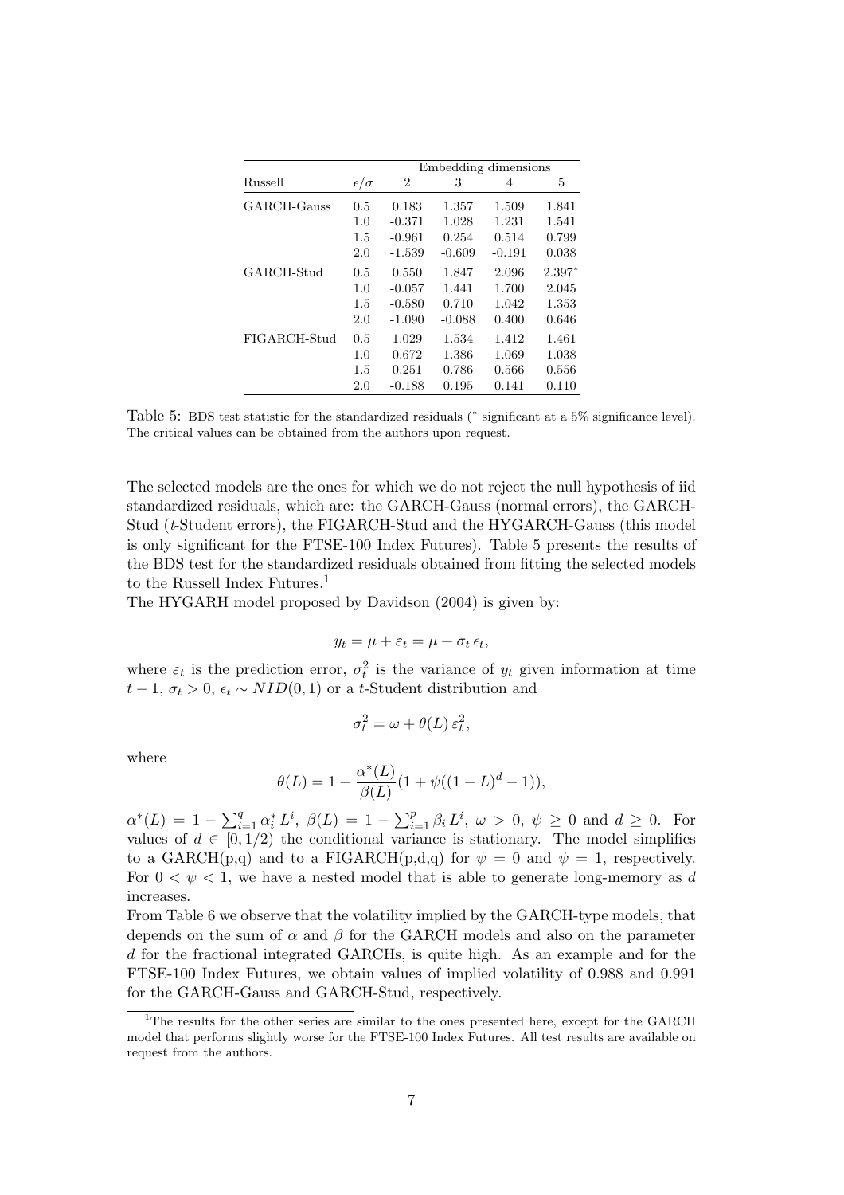| Russell | $\epsilon/\sigma$ | Embedding dimensions | | | |
|---|---|---|---|---|---|
| | | 2 | 3 | 4 | 5 |
| GARCH-Gauss | 0.5 | 0.183 | 1.357 | 1.509 | 1.841 |
| | 1.0 | -0.371 | 1.028 | 1.231 | 1.541 |
| | 1.5 | -0.961 | 0.254 | 0.514 | 0.799 |
| | 2.0 | -1.539 | -0.609 | -0.191 | 0.038 |
| GARCH-Stud | 0.5 | 0.550 | 1.847 | 2.096 | 2.397* |
| | 1.0 | -0.057 | 1.441 | 1.700 | 2.045 |
| | 1.5 | -0.580 | 0.710 | 1.042 | 1.353 |
| | 2.0 | -1.090 | -0.088 | 0.400 | 0.646 |
| FIGARCH-Stud | 0.5 | 1.029 | 1.534 | 1.412 | 1.461 |
| | 1.0 | 0.672 | 1.386 | 1.069 | 1.038 |
| | 1.5 | 0.251 | 0.786 | 0.566 | 0.556 |
| | 2.0 | -0.188 | 0.195 | 0.141 | 0.110 |

Table 5: BDS test statistic for the standardized residuals (* significant at a 5% significance level). The critical values can be obtained from the authors upon request.

The selected models are the ones for which we do not reject the null hypothesis of iid standardized residuals, which are: the GARCH-Gauss (normal errors), the GARCH-Stud ($t$-Student errors), the FIGARCH-Stud and the HYGARCH-Gauss (this model is only significant for the FTSE-100 Index Futures). Table 5 presents the results of the BDS test for the standardized residuals obtained from fitting the selected models to the Russell Index Futures.[1]

The HYGARH model proposed by Davidson (2004) is given by:

$$y_t = \mu + \varepsilon_t = \mu + \sigma_t \, \epsilon_t,$$

where $\varepsilon_t$ is the prediction error, $\sigma_t^2$ is the variance of $y_t$ given information at time $t-1$, $\sigma_t > 0$, $\epsilon_t \sim NID(0,1)$ or a $t$-Student distribution and

$$\sigma_t^2 = \omega + \theta(L)\,\varepsilon_t^2,$$

where

$$\theta(L) = 1 - \frac{\alpha^*(L)}{\beta(L)}(1 + \psi((1-L)^d - 1)),$$

$\alpha^*(L) = 1 - \sum_{i=1}^{q} \alpha_i^* \, L^i$, $\beta(L) = 1 - \sum_{i=1}^{p} \beta_i \, L^i$, $\omega > 0$, $\psi \geq 0$ and $d \geq 0$. For values of $d \in [0, 1/2)$ the conditional variance is stationary. The model simplifies to a GARCH(p,q) and to a FIGARCH(p,d,q) for $\psi = 0$ and $\psi = 1$, respectively. For $0 < \psi < 1$, we have a nested model that is able to generate long-memory as $d$ increases.

From Table 6 we observe that the volatility implied by the GARCH-type models, that depends on the sum of $\alpha$ and $\beta$ for the GARCH models and also on the parameter $d$ for the fractional integrated GARCHs, is quite high. As an example and for the FTSE-100 Index Futures, we obtain values of implied volatility of 0.988 and 0.991 for the GARCH-Gauss and GARCH-Stud, respectively.

[1] The results for the other series are similar to the ones presented here, except for the GARCH model that performs slightly worse for the FTSE-100 Index Futures. All test results are available on request from the authors.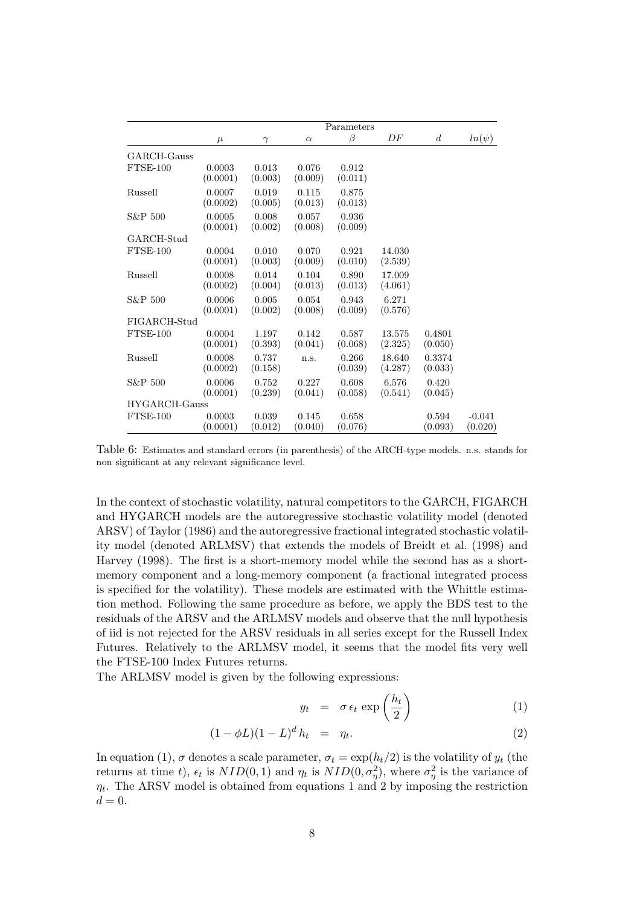| | Parameters | | | | | | |
|---|---|---|---|---|---|---|---|
| | $\mu$ | $\gamma$ | $\alpha$ | $\beta$ | $DF$ | $d$ | $ln(\psi)$ |
| GARCH-Gauss | | | | | | | |
| FTSE-100 | 0.0003 | 0.013 | 0.076 | 0.912 | | | |
| | (0.0001) | (0.003) | (0.009) | (0.011) | | | |
| Russell | 0.0007 | 0.019 | 0.115 | 0.875 | | | |
| | (0.0002) | (0.005) | (0.013) | (0.013) | | | |
| S&P 500 | 0.0005 | 0.008 | 0.057 | 0.936 | | | |
| | (0.0001) | (0.002) | (0.008) | (0.009) | | | |
| GARCH-Stud | | | | | | | |
| FTSE-100 | 0.0004 | 0.010 | 0.070 | 0.921 | 14.030 | | |
| | (0.0001) | (0.003) | (0.009) | (0.010) | (2.539) | | |
| Russell | 0.0008 | 0.014 | 0.104 | 0.890 | 17.009 | | |
| | (0.0002) | (0.004) | (0.013) | (0.013) | (4.061) | | |
| S&P 500 | 0.0006 | 0.005 | 0.054 | 0.943 | 6.271 | | |
| | (0.0001) | (0.002) | (0.008) | (0.009) | (0.576) | | |
| FIGARCH-Stud | | | | | | | |
| FTSE-100 | 0.0004 | 1.197 | 0.142 | 0.587 | 13.575 | 0.4801 | |
| | (0.0001) | (0.393) | (0.041) | (0.068) | (2.325) | (0.050) | |
| Russell | 0.0008 | 0.737 | n.s. | 0.266 | 18.640 | 0.3374 | |
| | (0.0002) | (0.158) | | (0.039) | (4.287) | (0.033) | |
| S&P 500 | 0.0006 | 0.752 | 0.227 | 0.608 | 6.576 | 0.420 | |
| | (0.0001) | (0.239) | (0.041) | (0.058) | (0.541) | (0.045) | |
| HYGARCH-Gauss | | | | | | | |
| FTSE-100 | 0.0003 | 0.039 | 0.145 | 0.658 | | 0.594 | -0.041 |
| | (0.0001) | (0.012) | (0.040) | (0.076) | | (0.093) | (0.020) |

Table 6: Estimates and standard errors (in parenthesis) of the ARCH-type models. n.s. stands for non significant at any relevant significance level.

In the context of stochastic volatility, natural competitors to the GARCH, FIGARCH and HYGARCH models are the autoregressive stochastic volatility model (denoted ARSV) of Taylor (1986) and the autoregressive fractional integrated stochastic volatility model (denoted ARLMSV) that extends the models of Breidt et al. (1998) and Harvey (1998). The first is a short-memory model while the second has as a short-memory component and a long-memory component (a fractional integrated process is specified for the volatility). These models are estimated with the Whittle estimation method. Following the same procedure as before, we apply the BDS test to the residuals of the ARSV and the ARLMSV models and observe that the null hypothesis of iid is not rejected for the ARSV residuals in all series except for the Russell Index Futures. Relatively to the ARLMSV model, it seems that the model fits very well the FTSE-100 Index Futures returns.

The ARLMSV model is given by the following expressions:

$$y_t = \sigma \, \epsilon_t \exp\left(\frac{h_t}{2}\right) \tag{1}$$

$$(1-\phi L)(1-L)^d \, h_t = \eta_t. \tag{2}$$

In equation (1), $\sigma$ denotes a scale parameter, $\sigma_t = \exp(h_t/2)$ is the volatility of $y_t$ (the returns at time $t$), $\epsilon_t$ is $NID(0,1)$ and $\eta_t$ is $NID(0,\sigma_\eta^2)$, where $\sigma_\eta^2$ is the variance of $\eta_t$. The ARSV model is obtained from equations 1 and 2 by imposing the restriction $d = 0$.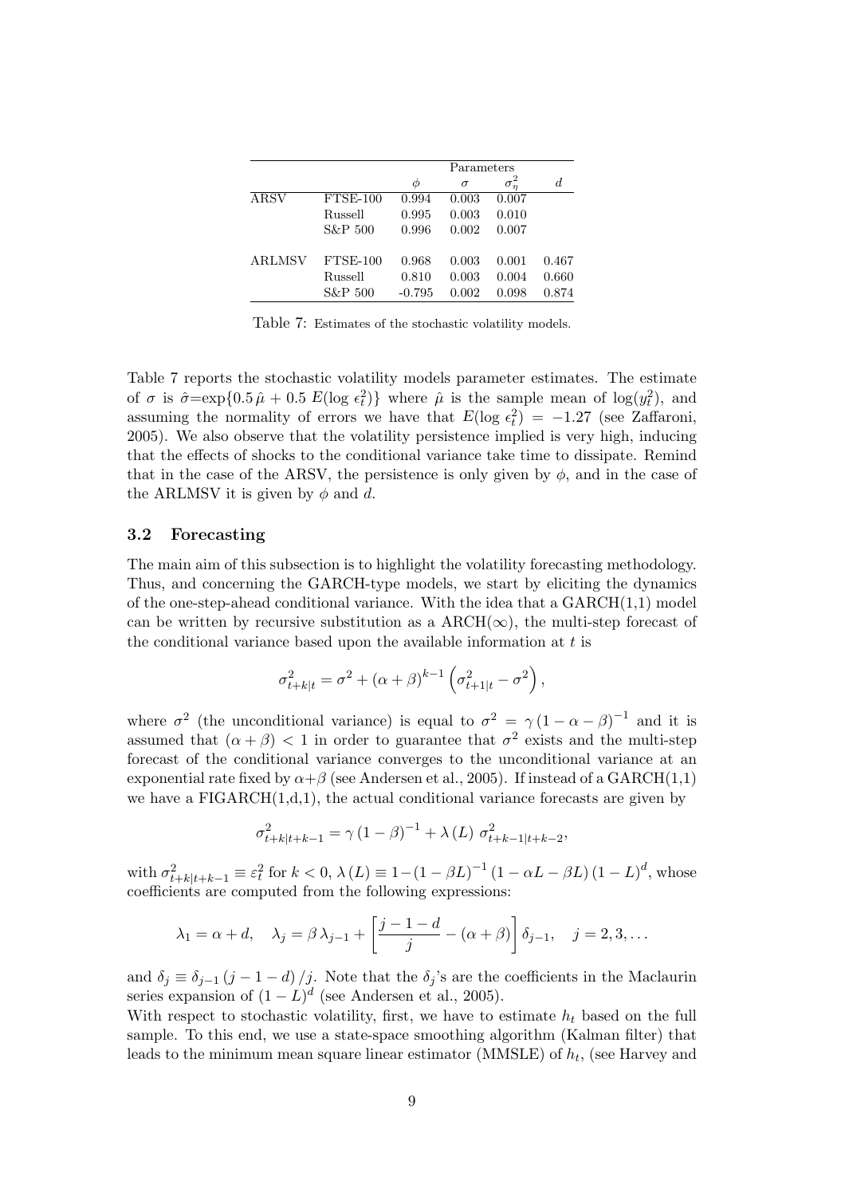| | | Parameters | | | |
|---|---|---|---|---|---|
| | | $\phi$ | $\sigma$ | $\sigma^2_\eta$ | $d$ |
| ARSV | FTSE-100 | 0.994 | 0.003 | 0.007 | |
| | Russell | 0.995 | 0.003 | 0.010 | |
| | S&P 500 | 0.996 | 0.002 | 0.007 | |
| ARLMSV | FTSE-100 | 0.968 | 0.003 | 0.001 | 0.467 |
| | Russell | 0.810 | 0.003 | 0.004 | 0.660 |
| | S&P 500 | -0.795 | 0.002 | 0.098 | 0.874 |

Table 7: Estimates of the stochastic volatility models.

Table 7 reports the stochastic volatility models parameter estimates. The estimate of $\sigma$ is $\hat{\sigma}$=exp$\{0.5\,\hat{\mu} + 0.5\; E(\log\,\epsilon_t^2)\}$ where $\hat{\mu}$ is the sample mean of $\log(y_t^2)$, and assuming the normality of errors we have that $E(\log\,\epsilon_t^2) = -1.27$ (see Zaffaroni, 2005). We also observe that the volatility persistence implied is very high, inducing that the effects of shocks to the conditional variance take time to dissipate. Remind that in the case of the ARSV, the persistence is only given by $\phi$, and in the case of the ARLMSV it is given by $\phi$ and $d$.

### 3.2 Forecasting

The main aim of this subsection is to highlight the volatility forecasting methodology. Thus, and concerning the GARCH-type models, we start by eliciting the dynamics of the one-step-ahead conditional variance. With the idea that a GARCH(1,1) model can be written by recursive substitution as a ARCH($\infty$), the multi-step forecast of the conditional variance based upon the available information at $t$ is

$$\sigma^2_{t+k|t} = \sigma^2 + (\alpha+\beta)^{k-1}\left(\sigma^2_{t+1|t} - \sigma^2\right),$$

where $\sigma^2$ (the unconditional variance) is equal to $\sigma^2 = \gamma\,(1-\alpha-\beta)^{-1}$ and it is assumed that $(\alpha+\beta) < 1$ in order to guarantee that $\sigma^2$ exists and the multi-step forecast of the conditional variance converges to the unconditional variance at an exponential rate fixed by $\alpha+\beta$ (see Andersen et al., 2005). If instead of a GARCH(1,1) we have a FIGARCH(1,d,1), the actual conditional variance forecasts are given by

$$\sigma^2_{t+k|t+k-1} = \gamma\,(1-\beta)^{-1} + \lambda\,(L)\;\sigma^2_{t+k-1|t+k-2},$$

with $\sigma^2_{t+k|t+k-1} \equiv \varepsilon_t^2$ for $k<0$, $\lambda\,(L) \equiv 1-(1-\beta L)^{-1}\,(1-\alpha L-\beta L)\,(1-L)^d$, whose coefficients are computed from the following expressions:

$$\lambda_1 = \alpha + d, \quad \lambda_j = \beta\,\lambda_{j-1} + \left[\frac{j-1-d}{j} - (\alpha+\beta)\right]\delta_{j-1}, \quad j = 2,3,\ldots$$

and $\delta_j \equiv \delta_{j-1}\,(j-1-d)\,/j$. Note that the $\delta_j$'s are the coefficients in the Maclaurin series expansion of $(1-L)^d$ (see Andersen et al., 2005).

With respect to stochastic volatility, first, we have to estimate $h_t$ based on the full sample. To this end, we use a state-space smoothing algorithm (Kalman filter) that leads to the minimum mean square linear estimator (MMSLE) of $h_t$, (see Harvey and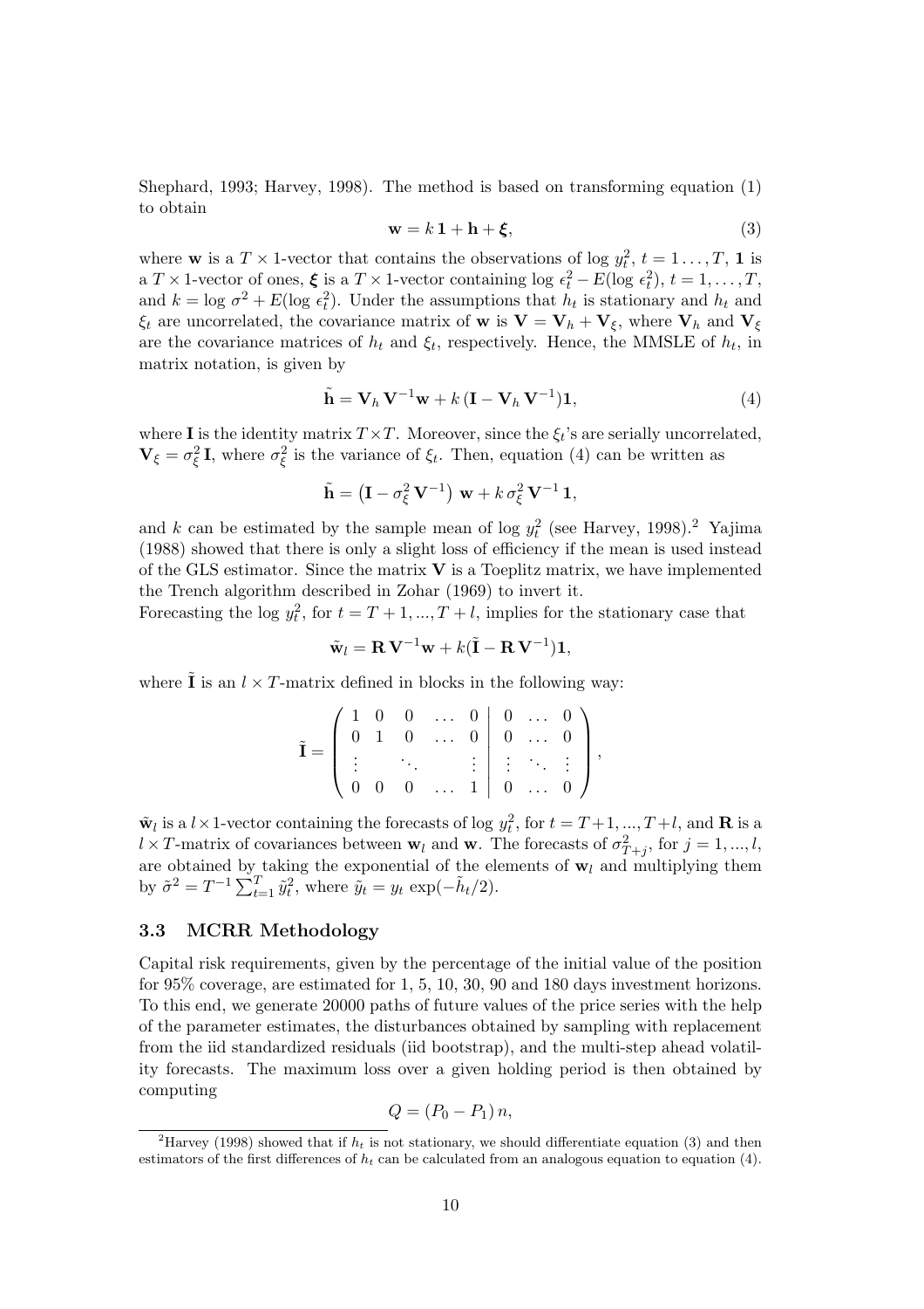Shephard, 1993; Harvey, 1998). The method is based on transforming equation (1) to obtain

$$\mathbf{w} = k\,\mathbf{1} + \mathbf{h} + \boldsymbol{\xi}, \tag{3}$$

where $\mathbf{w}$ is a $T \times 1$-vector that contains the observations of $\log\, y_t^2$, $t = 1 \ldots, T$, $\mathbf{1}$ is a $T \times 1$-vector of ones, $\boldsymbol{\xi}$ is a $T \times 1$-vector containing $\log\, \epsilon_t^2 - E(\log\, \epsilon_t^2)$, $t = 1, \ldots, T$, and $k = \log\, \sigma^2 + E(\log\, \epsilon_t^2)$. Under the assumptions that $h_t$ is stationary and $h_t$ and $\xi_t$ are uncorrelated, the covariance matrix of $\mathbf{w}$ is $\mathbf{V} = \mathbf{V}_h + \mathbf{V}_\xi$, where $\mathbf{V}_h$ and $\mathbf{V}_\xi$ are the covariance matrices of $h_t$ and $\xi_t$, respectively. Hence, the MMSLE of $h_t$, in matrix notation, is given by

$$\tilde{\mathbf{h}} = \mathbf{V}_h\, \mathbf{V}^{-1}\mathbf{w} + k\,(\mathbf{I} - \mathbf{V}_h\, \mathbf{V}^{-1})\mathbf{1}, \tag{4}$$

where $\mathbf{I}$ is the identity matrix $T \times T$. Moreover, since the $\xi_t$'s are serially uncorrelated, $\mathbf{V}_\xi = \sigma_\xi^2\, \mathbf{I}$, where $\sigma_\xi^2$ is the variance of $\xi_t$. Then, equation (4) can be written as

$$\tilde{\mathbf{h}} = \left(\mathbf{I} - \sigma_\xi^2\, \mathbf{V}^{-1}\right)\, \mathbf{w} + k\, \sigma_\xi^2\, \mathbf{V}^{-1}\, \mathbf{1},$$

and $k$ can be estimated by the sample mean of $\log\, y_t^2$ (see Harvey, 1998).[2] Yajima (1988) showed that there is only a slight loss of efficiency if the mean is used instead of the GLS estimator. Since the matrix $\mathbf{V}$ is a Toeplitz matrix, we have implemented the Trench algorithm described in Zohar (1969) to invert it.

Forecasting the $\log\, y_t^2$, for $t = T+1, ..., T+l$, implies for the stationary case that

$$\tilde{\mathbf{w}}_l = \mathbf{R}\, \mathbf{V}^{-1}\mathbf{w} + k(\tilde{\mathbf{I}} - \mathbf{R}\, \mathbf{V}^{-1})\mathbf{1},$$

where $\tilde{\mathbf{I}}$ is an $l \times T$-matrix defined in blocks in the following way:

$$\tilde{\mathbf{I}} = \left(\begin{array}{ccccc|ccc} 1 & 0 & 0 & \ldots & 0 & 0 & \ldots & 0 \\ 0 & 1 & 0 & \ldots & 0 & 0 & \ldots & 0 \\ \vdots & & \ddots & & \vdots & \vdots & \ddots & \vdots \\ 0 & 0 & 0 & \ldots & 1 & 0 & \ldots & 0 \end{array}\right),$$

$\tilde{\mathbf{w}}_l$ is a $l \times 1$-vector containing the forecasts of $\log\, y_t^2$, for $t = T+1, ..., T+l$, and $\mathbf{R}$ is a $l \times T$-matrix of covariances between $\mathbf{w}_l$ and $\mathbf{w}$. The forecasts of $\sigma_{T+j}^2$, for $j = 1, ..., l$, are obtained by taking the exponential of the elements of $\mathbf{w}_l$ and multiplying them by $\tilde{\sigma}^2 = T^{-1} \sum_{t=1}^{T} \tilde{y}_t^2$, where $\tilde{y}_t = y_t \exp(-\tilde{h}_t/2)$.

### 3.3 MCRR Methodology

Capital risk requirements, given by the percentage of the initial value of the position for 95% coverage, are estimated for 1, 5, 10, 30, 90 and 180 days investment horizons. To this end, we generate 20000 paths of future values of the price series with the help of the parameter estimates, the disturbances obtained by sampling with replacement from the iid standardized residuals (iid bootstrap), and the multi-step ahead volatility forecasts. The maximum loss over a given holding period is then obtained by computing

$$Q = (P_0 - P_1)\, n,$$

[2] Harvey (1998) showed that if $h_t$ is not stationary, we should differentiate equation (3) and then estimators of the first differences of $h_t$ can be calculated from an analogous equation to equation (4).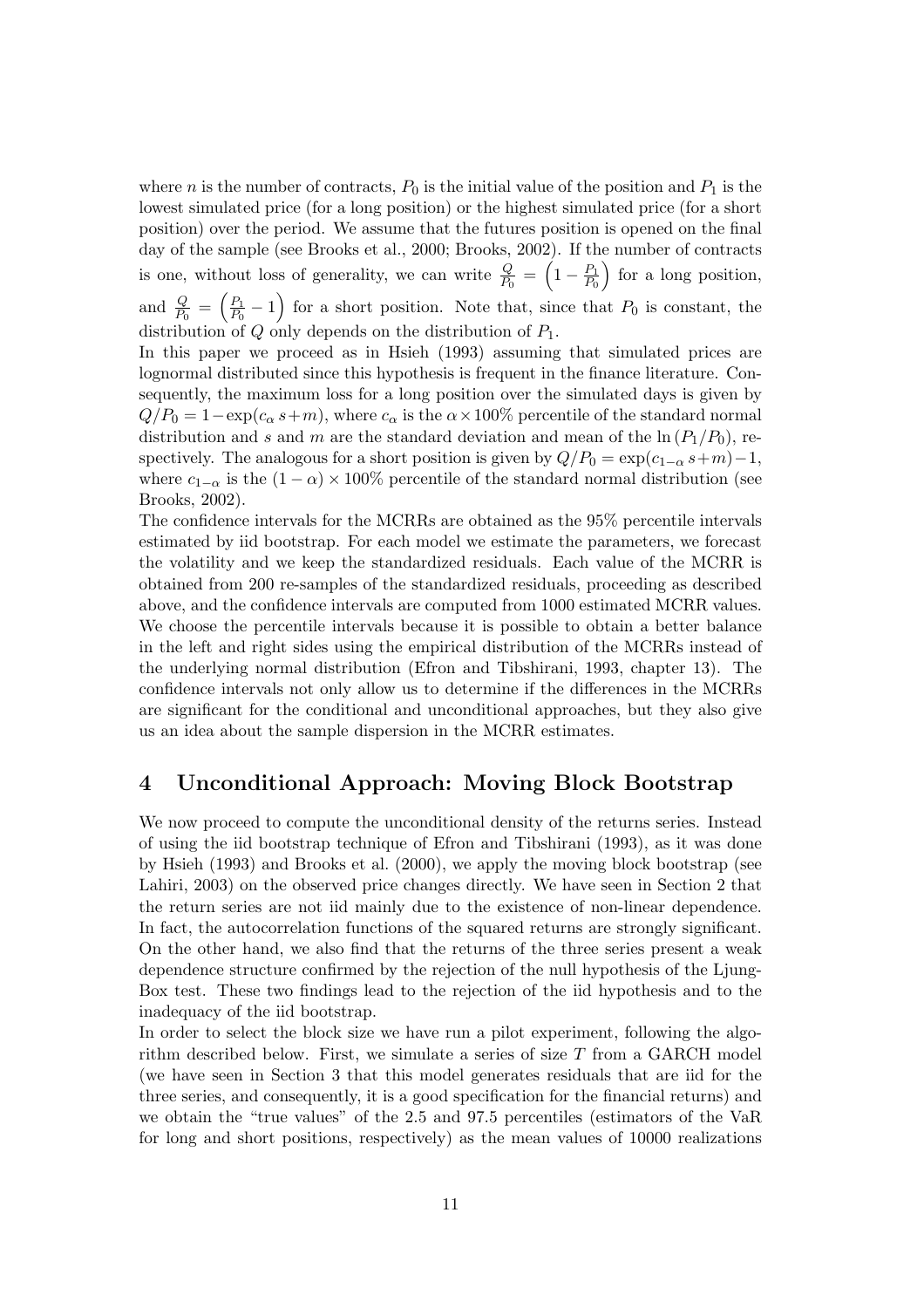where $n$ is the number of contracts, $P_0$ is the initial value of the position and $P_1$ is the lowest simulated price (for a long position) or the highest simulated price (for a short position) over the period. We assume that the futures position is opened on the final day of the sample (see Brooks et al., 2000; Brooks, 2002). If the number of contracts is one, without loss of generality, we can write $\frac{Q}{P_0} = \left(1 - \frac{P_1}{P_0}\right)$ for a long position, and $\frac{Q}{P_0} = \left(\frac{P_1}{P_0} - 1\right)$ for a short position. Note that, since that $P_0$ is constant, the distribution of $Q$ only depends on the distribution of $P_1$.

In this paper we proceed as in Hsieh (1993) assuming that simulated prices are lognormal distributed since this hypothesis is frequent in the finance literature. Consequently, the maximum loss for a long position over the simulated days is given by $Q/P_0 = 1 - \exp(c_\alpha\, s + m)$, where $c_\alpha$ is the $\alpha \times 100\%$ percentile of the standard normal distribution and $s$ and $m$ are the standard deviation and mean of the $\ln(P_1/P_0)$, respectively. The analogous for a short position is given by $Q/P_0 = \exp(c_{1-\alpha}\, s + m) - 1$, where $c_{1-\alpha}$ is the $(1 - \alpha) \times 100\%$ percentile of the standard normal distribution (see Brooks, 2002).

The confidence intervals for the MCRRs are obtained as the 95% percentile intervals estimated by iid bootstrap. For each model we estimate the parameters, we forecast the volatility and we keep the standardized residuals. Each value of the MCRR is obtained from 200 re-samples of the standardized residuals, proceeding as described above, and the confidence intervals are computed from 1000 estimated MCRR values. We choose the percentile intervals because it is possible to obtain a better balance in the left and right sides using the empirical distribution of the MCRRs instead of the underlying normal distribution (Efron and Tibshirani, 1993, chapter 13). The confidence intervals not only allow us to determine if the differences in the MCRRs are significant for the conditional and unconditional approaches, but they also give us an idea about the sample dispersion in the MCRR estimates.

## 4 Unconditional Approach: Moving Block Bootstrap

We now proceed to compute the unconditional density of the returns series. Instead of using the iid bootstrap technique of Efron and Tibshirani (1993), as it was done by Hsieh (1993) and Brooks et al. (2000), we apply the moving block bootstrap (see Lahiri, 2003) on the observed price changes directly. We have seen in Section 2 that the return series are not iid mainly due to the existence of non-linear dependence. In fact, the autocorrelation functions of the squared returns are strongly significant. On the other hand, we also find that the returns of the three series present a weak dependence structure confirmed by the rejection of the null hypothesis of the Ljung-Box test. These two findings lead to the rejection of the iid hypothesis and to the inadequacy of the iid bootstrap.

In order to select the block size we have run a pilot experiment, following the algorithm described below. First, we simulate a series of size $T$ from a GARCH model (we have seen in Section 3 that this model generates residuals that are iid for the three series, and consequently, it is a good specification for the financial returns) and we obtain the "true values" of the 2.5 and 97.5 percentiles (estimators of the VaR for long and short positions, respectively) as the mean values of 10000 realizations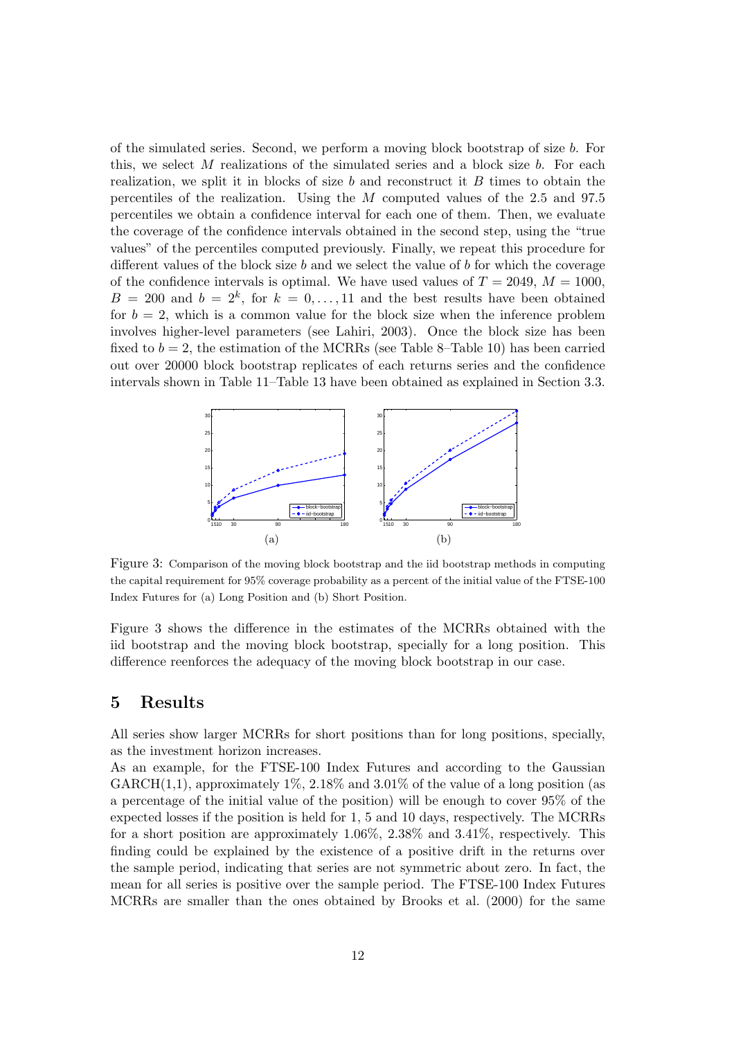of the simulated series. Second, we perform a moving block bootstrap of size $b$. For this, we select $M$ realizations of the simulated series and a block size $b$. For each realization, we split it in blocks of size $b$ and reconstruct it $B$ times to obtain the percentiles of the realization. Using the $M$ computed values of the 2.5 and 97.5 percentiles we obtain a confidence interval for each one of them. Then, we evaluate the coverage of the confidence intervals obtained in the second step, using the "true values" of the percentiles computed previously. Finally, we repeat this procedure for different values of the block size $b$ and we select the value of $b$ for which the coverage of the confidence intervals is optimal. We have used values of $T = 2049$, $M = 1000$, $B = 200$ and $b = 2^k$, for $k = 0, \ldots, 11$ and the best results have been obtained for $b = 2$, which is a common value for the block size when the inference problem involves higher-level parameters (see Lahiri, 2003). Once the block size has been fixed to $b = 2$, the estimation of the MCRRs (see Table 8–Table 10) has been carried out over 20000 block bootstrap replicates of each returns series and the confidence intervals shown in Table 11–Table 13 have been obtained as explained in Section 3.3.

(a) (b)

Figure 3: Comparison of the moving block bootstrap and the iid bootstrap methods in computing the capital requirement for 95% coverage probability as a percent of the initial value of the FTSE-100 Index Futures for (a) Long Position and (b) Short Position.

Figure 3 shows the difference in the estimates of the MCRRs obtained with the iid bootstrap and the moving block bootstrap, specially for a long position. This difference reenforces the adequacy of the moving block bootstrap in our case.

## 5 Results

All series show larger MCRRs for short positions than for long positions, specially, as the investment horizon increases.

As an example, for the FTSE-100 Index Futures and according to the Gaussian GARCH(1,1), approximately 1%, 2.18% and 3.01% of the value of a long position (as a percentage of the initial value of the position) will be enough to cover 95% of the expected losses if the position is held for 1, 5 and 10 days, respectively. The MCRRs for a short position are approximately 1.06%, 2.38% and 3.41%, respectively. This finding could be explained by the existence of a positive drift in the returns over the sample period, indicating that series are not symmetric about zero. In fact, the mean for all series is positive over the sample period. The FTSE-100 Index Futures MCRRs are smaller than the ones obtained by Brooks et al. (2000) for the same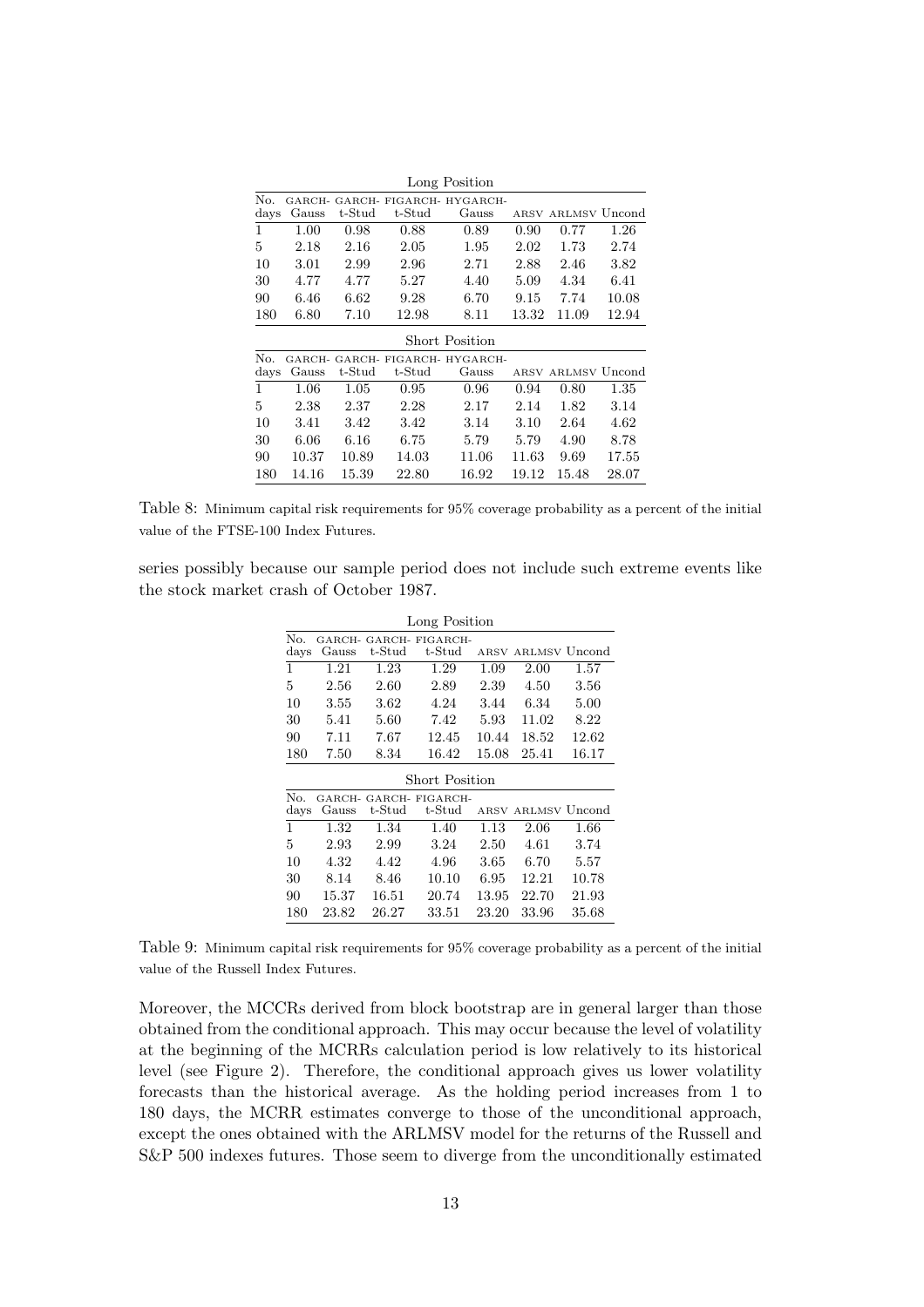| Long Position | | | | | | | |
|---|---|---|---|---|---|---|---|
| No. days | GARCH-Gauss | GARCH-t-Stud | FIGARCH-t-Stud | HYGARCH-Gauss | ARSV | ARLMSV | Uncond |
| 1 | 1.00 | 0.98 | 0.88 | 0.89 | 0.90 | 0.77 | 1.26 |
| 5 | 2.18 | 2.16 | 2.05 | 1.95 | 2.02 | 1.73 | 2.74 |
| 10 | 3.01 | 2.99 | 2.96 | 2.71 | 2.88 | 2.46 | 3.82 |
| 30 | 4.77 | 4.77 | 5.27 | 4.40 | 5.09 | 4.34 | 6.41 |
| 90 | 6.46 | 6.62 | 9.28 | 6.70 | 9.15 | 7.74 | 10.08 |
| 180 | 6.80 | 7.10 | 12.98 | 8.11 | 13.32 | 11.09 | 12.94 |
| **Short Position** | | | | | | | |
| No. days | GARCH-Gauss | GARCH-t-Stud | FIGARCH-t-Stud | HYGARCH-Gauss | ARSV | ARLMSV | Uncond |
| 1 | 1.06 | 1.05 | 0.95 | 0.96 | 0.94 | 0.80 | 1.35 |
| 5 | 2.38 | 2.37 | 2.28 | 2.17 | 2.14 | 1.82 | 3.14 |
| 10 | 3.41 | 3.42 | 3.42 | 3.14 | 3.10 | 2.64 | 4.62 |
| 30 | 6.06 | 6.16 | 6.75 | 5.79 | 5.79 | 4.90 | 8.78 |
| 90 | 10.37 | 10.89 | 14.03 | 11.06 | 11.63 | 9.69 | 17.55 |
| 180 | 14.16 | 15.39 | 22.80 | 16.92 | 19.12 | 15.48 | 28.07 |

Table 8: Minimum capital risk requirements for 95% coverage probability as a percent of the initial value of the FTSE-100 Index Futures.

series possibly because our sample period does not include such extreme events like the stock market crash of October 1987.

| Long Position | | | | | | |
|---|---|---|---|---|---|---|
| No. days | GARCH-Gauss | GARCH-t-Stud | FIGARCH-t-Stud | ARSV | ARLMSV | Uncond |
| 1 | 1.21 | 1.23 | 1.29 | 1.09 | 2.00 | 1.57 |
| 5 | 2.56 | 2.60 | 2.89 | 2.39 | 4.50 | 3.56 |
| 10 | 3.55 | 3.62 | 4.24 | 3.44 | 6.34 | 5.00 |
| 30 | 5.41 | 5.60 | 7.42 | 5.93 | 11.02 | 8.22 |
| 90 | 7.11 | 7.67 | 12.45 | 10.44 | 18.52 | 12.62 |
| 180 | 7.50 | 8.34 | 16.42 | 15.08 | 25.41 | 16.17 |
| **Short Position** | | | | | | |
| No. days | GARCH-Gauss | GARCH-t-Stud | FIGARCH-t-Stud | ARSV | ARLMSV | Uncond |
| 1 | 1.32 | 1.34 | 1.40 | 1.13 | 2.06 | 1.66 |
| 5 | 2.93 | 2.99 | 3.24 | 2.50 | 4.61 | 3.74 |
| 10 | 4.32 | 4.42 | 4.96 | 3.65 | 6.70 | 5.57 |
| 30 | 8.14 | 8.46 | 10.10 | 6.95 | 12.21 | 10.78 |
| 90 | 15.37 | 16.51 | 20.74 | 13.95 | 22.70 | 21.93 |
| 180 | 23.82 | 26.27 | 33.51 | 23.20 | 33.96 | 35.68 |

Table 9: Minimum capital risk requirements for 95% coverage probability as a percent of the initial value of the Russell Index Futures.

Moreover, the MCCRs derived from block bootstrap are in general larger than those obtained from the conditional approach. This may occur because the level of volatility at the beginning of the MCRRs calculation period is low relatively to its historical level (see Figure 2). Therefore, the conditional approach gives us lower volatility forecasts than the historical average. As the holding period increases from 1 to 180 days, the MCRR estimates converge to those of the unconditional approach, except the ones obtained with the ARLMSV model for the returns of the Russell and S&P 500 indexes futures. Those seem to diverge from the unconditionally estimated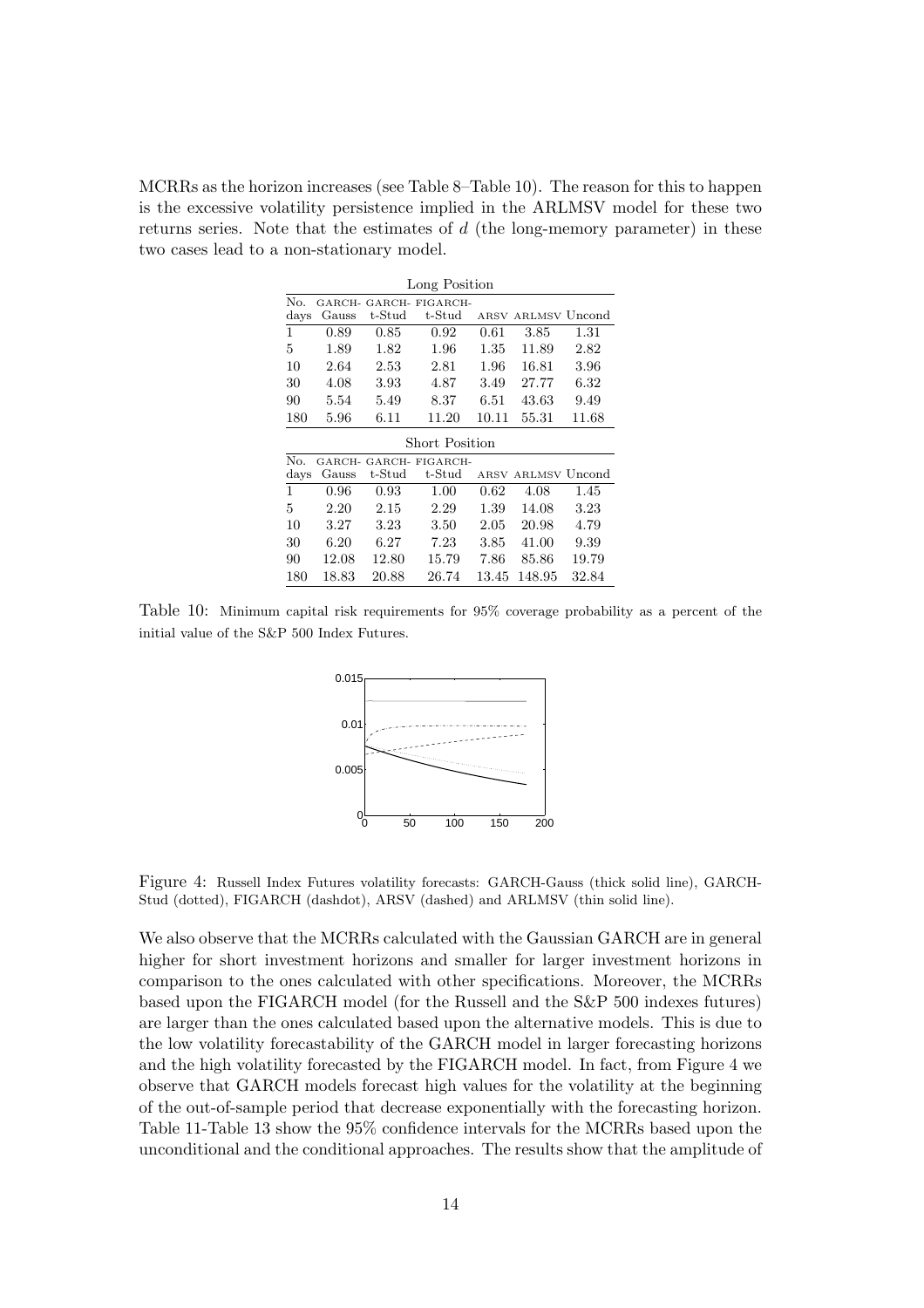MCRRs as the horizon increases (see Table 8–Table 10). The reason for this to happen is the excessive volatility persistence implied in the ARLMSV model for these two returns series. Note that the estimates of $d$ (the long-memory parameter) in these two cases lead to a non-stationary model.

| Long Position | | | | | | |
|---|---|---|---|---|---|---|
| No. days | GARCH-Gauss | GARCH-t-Stud | FIGARCH-t-Stud | ARSV | ARLMSV | Uncond |
| 1 | 0.89 | 0.85 | 0.92 | 0.61 | 3.85 | 1.31 |
| 5 | 1.89 | 1.82 | 1.96 | 1.35 | 11.89 | 2.82 |
| 10 | 2.64 | 2.53 | 2.81 | 1.96 | 16.81 | 3.96 |
| 30 | 4.08 | 3.93 | 4.87 | 3.49 | 27.77 | 6.32 |
| 90 | 5.54 | 5.49 | 8.37 | 6.51 | 43.63 | 9.49 |
| 180 | 5.96 | 6.11 | 11.20 | 10.11 | 55.31 | 11.68 |

| Short Position | | | | | | |
|---|---|---|---|---|---|---|
| No. days | GARCH-Gauss | GARCH-t-Stud | FIGARCH-t-Stud | ARSV | ARLMSV | Uncond |
| 1 | 0.96 | 0.93 | 1.00 | 0.62 | 4.08 | 1.45 |
| 5 | 2.20 | 2.15 | 2.29 | 1.39 | 14.08 | 3.23 |
| 10 | 3.27 | 3.23 | 3.50 | 2.05 | 20.98 | 4.79 |
| 30 | 6.20 | 6.27 | 7.23 | 3.85 | 41.00 | 9.39 |
| 90 | 12.08 | 12.80 | 15.79 | 7.86 | 85.86 | 19.79 |
| 180 | 18.83 | 20.88 | 26.74 | 13.45 | 148.95 | 32.84 |

Table 10: Minimum capital risk requirements for 95% coverage probability as a percent of the initial value of the S&P 500 Index Futures.

Figure 4: Russell Index Futures volatility forecasts: GARCH-Gauss (thick solid line), GARCH-Stud (dotted), FIGARCH (dashdot), ARSV (dashed) and ARLMSV (thin solid line).

We also observe that the MCRRs calculated with the Gaussian GARCH are in general higher for short investment horizons and smaller for larger investment horizons in comparison to the ones calculated with other specifications. Moreover, the MCRRs based upon the FIGARCH model (for the Russell and the S&P 500 indexes futures) are larger than the ones calculated based upon the alternative models. This is due to the low volatility forecastability of the GARCH model in larger forecasting horizons and the high volatility forecasted by the FIGARCH model. In fact, from Figure 4 we observe that GARCH models forecast high values for the volatility at the beginning of the out-of-sample period that decrease exponentially with the forecasting horizon. Table 11-Table 13 show the 95% confidence intervals for the MCRRs based upon the unconditional and the conditional approaches. The results show that the amplitude of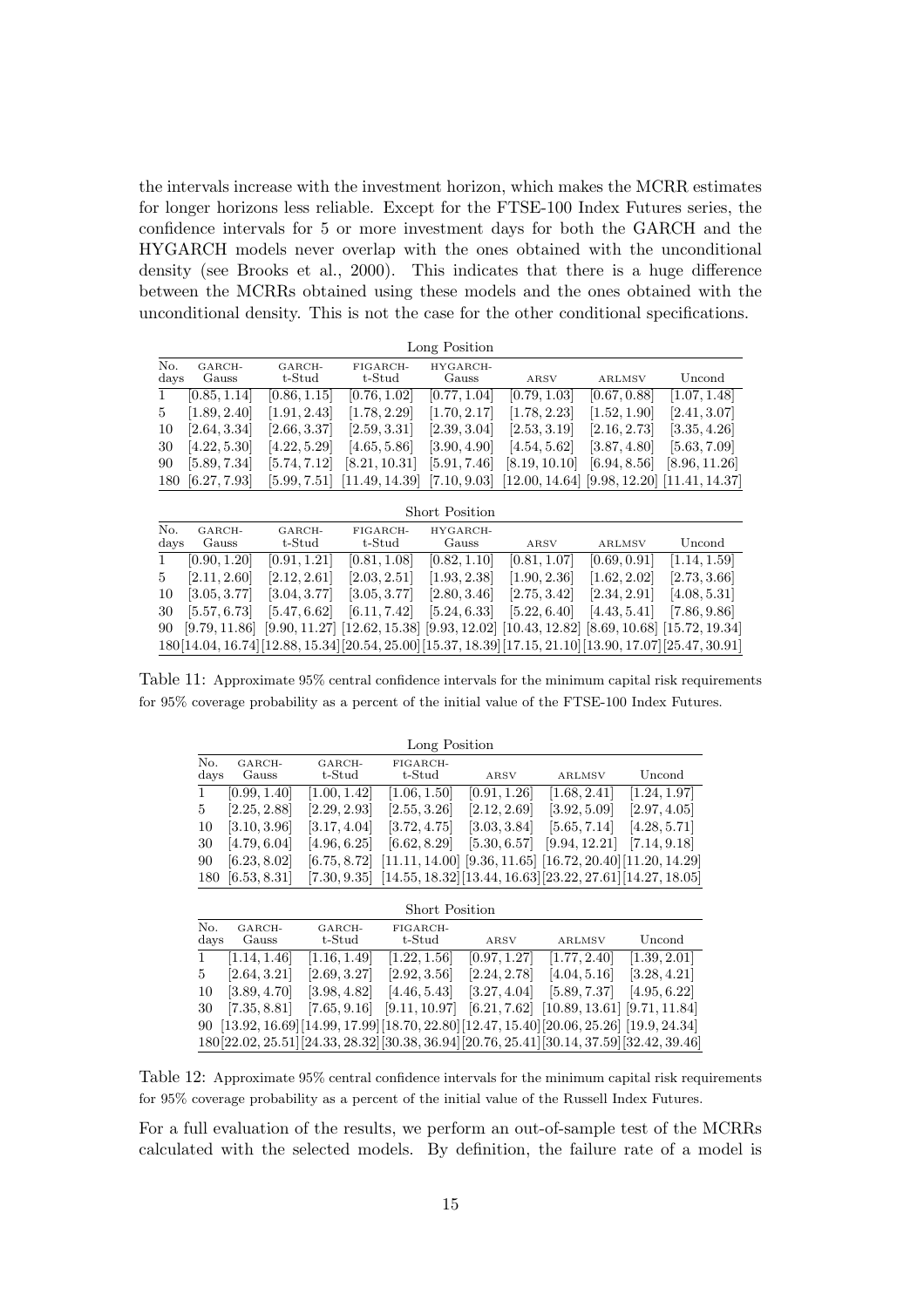the intervals increase with the investment horizon, which makes the MCRR estimates for longer horizons less reliable. Except for the FTSE-100 Index Futures series, the confidence intervals for 5 or more investment days for both the GARCH and the HYGARCH models never overlap with the ones obtained with the unconditional density (see Brooks et al., 2000). This indicates that there is a huge difference between the MCRRs obtained using these models and the ones obtained with the unconditional density. This is not the case for the other conditional specifications.

| Long Position | | | | | | | |
|---|---|---|---|---|---|---|---|
| No. days | GARCH-Gauss | GARCH-t-Stud | FIGARCH-t-Stud | HYGARCH-Gauss | ARSV | ARLMSV | Uncond |
| 1 | [0.85, 1.14] | [0.86, 1.15] | [0.76, 1.02] | [0.77, 1.04] | [0.79, 1.03] | [0.67, 0.88] | [1.07, 1.48] |
| 5 | [1.89, 2.40] | [1.91, 2.43] | [1.78, 2.29] | [1.70, 2.17] | [1.78, 2.23] | [1.52, 1.90] | [2.41, 3.07] |
| 10 | [2.64, 3.34] | [2.66, 3.37] | [2.59, 3.31] | [2.39, 3.04] | [2.53, 3.19] | [2.16, 2.73] | [3.35, 4.26] |
| 30 | [4.22, 5.30] | [4.22, 5.29] | [4.65, 5.86] | [3.90, 4.90] | [4.54, 5.62] | [3.87, 4.80] | [5.63, 7.09] |
| 90 | [5.89, 7.34] | [5.74, 7.12] | [8.21, 10.31] | [5.91, 7.46] | [8.19, 10.10] | [6.94, 8.56] | [8.96, 11.26] |
| 180 | [6.27, 7.93] | [5.99, 7.51] | [11.49, 14.39] | [7.10, 9.03] | [12.00, 14.64] | [9.98, 12.20] | [11.41, 14.37] |

| Short Position | | | | | | | |
|---|---|---|---|---|---|---|---|
| No. days | GARCH-Gauss | GARCH-t-Stud | FIGARCH-t-Stud | HYGARCH-Gauss | ARSV | ARLMSV | Uncond |
| 1 | [0.90, 1.20] | [0.91, 1.21] | [0.81, 1.08] | [0.82, 1.10] | [0.81, 1.07] | [0.69, 0.91] | [1.14, 1.59] |
| 5 | [2.11, 2.60] | [2.12, 2.61] | [2.03, 2.51] | [1.93, 2.38] | [1.90, 2.36] | [1.62, 2.02] | [2.73, 3.66] |
| 10 | [3.05, 3.77] | [3.04, 3.77] | [3.05, 3.77] | [2.80, 3.46] | [2.75, 3.42] | [2.34, 2.91] | [4.08, 5.31] |
| 30 | [5.57, 6.73] | [5.47, 6.62] | [6.11, 7.42] | [5.24, 6.33] | [5.22, 6.40] | [4.43, 5.41] | [7.86, 9.86] |
| 90 | [9.79, 11.86] | [9.90, 11.27] | [12.62, 15.38] | [9.93, 12.02] | [10.43, 12.82] | [8.69, 10.68] | [15.72, 19.34] |
| 180 | [14.04, 16.74] | [12.88, 15.34] | [20.54, 25.00] | [15.37, 18.39] | [17.15, 21.10] | [13.90, 17.07] | [25.47, 30.91] |

Table 11: Approximate 95% central confidence intervals for the minimum capital risk requirements for 95% coverage probability as a percent of the initial value of the FTSE-100 Index Futures.

| Long Position | | | | | | |
|---|---|---|---|---|---|---|
| No. days | GARCH-Gauss | GARCH-t-Stud | FIGARCH-t-Stud | ARSV | ARLMSV | Uncond |
| 1 | [0.99, 1.40] | [1.00, 1.42] | [1.06, 1.50] | [0.91, 1.26] | [1.68, 2.41] | [1.24, 1.97] |
| 5 | [2.25, 2.88] | [2.29, 2.93] | [2.55, 3.26] | [2.12, 2.69] | [3.92, 5.09] | [2.97, 4.05] |
| 10 | [3.10, 3.96] | [3.17, 4.04] | [3.72, 4.75] | [3.03, 3.84] | [5.65, 7.14] | [4.28, 5.71] |
| 30 | [4.79, 6.04] | [4.96, 6.25] | [6.62, 8.29] | [5.30, 6.57] | [9.94, 12.21] | [7.14, 9.18] |
| 90 | [6.23, 8.02] | [6.75, 8.72] | [11.11, 14.00] | [9.36, 11.65] | [16.72, 20.40] | [11.20, 14.29] |
| 180 | [6.53, 8.31] | [7.30, 9.35] | [14.55, 18.32] | [13.44, 16.63] | [23.22, 27.61] | [14.27, 18.05] |

| Short Position | | | | | | |
|---|---|---|---|---|---|---|
| No. days | GARCH-Gauss | GARCH-t-Stud | FIGARCH-t-Stud | ARSV | ARLMSV | Uncond |
| 1 | [1.14, 1.46] | [1.16, 1.49] | [1.22, 1.56] | [0.97, 1.27] | [1.77, 2.40] | [1.39, 2.01] |
| 5 | [2.64, 3.21] | [2.69, 3.27] | [2.92, 3.56] | [2.24, 2.78] | [4.04, 5.16] | [3.28, 4.21] |
| 10 | [3.89, 4.70] | [3.98, 4.82] | [4.46, 5.43] | [3.27, 4.04] | [5.89, 7.37] | [4.95, 6.22] |
| 30 | [7.35, 8.81] | [7.65, 9.16] | [9.11, 10.97] | [6.21, 7.62] | [10.89, 13.61] | [9.71, 11.84] |
| 90 | [13.92, 16.69] | [14.99, 17.99] | [18.70, 22.80] | [12.47, 15.40] | [20.06, 25.26] | [19.9, 24.34] |
| 180 | [22.02, 25.51] | [24.33, 28.32] | [30.38, 36.94] | [20.76, 25.41] | [30.14, 37.59] | [32.42, 39.46] |

Table 12: Approximate 95% central confidence intervals for the minimum capital risk requirements for 95% coverage probability as a percent of the initial value of the Russell Index Futures.

For a full evaluation of the results, we perform an out-of-sample test of the MCRRs calculated with the selected models. By definition, the failure rate of a model is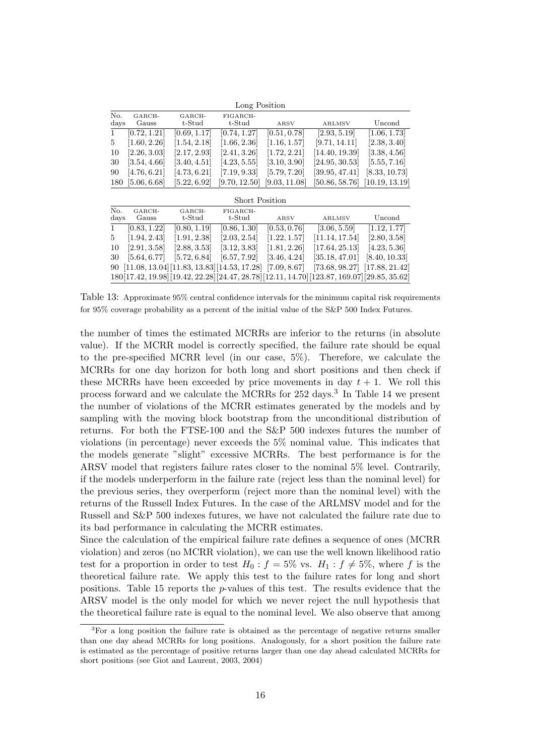Long Position

| No. days | GARCH-Gauss | GARCH-t-Stud | FIGARCH-t-Stud | ARSV | ARLMSV | Uncond |
|---|---|---|---|---|---|---|
| 1 | [0.72, 1.21] | [0.69, 1.17] | [0.74, 1.27] | [0.51, 0.78] | [2.93, 5.19] | [1.06, 1.73] |
| 5 | [1.60, 2.26] | [1.54, 2.18] | [1.66, 2.36] | [1.16, 1.57] | [9.71, 14.11] | [2.38, 3.40] |
| 10 | [2.26, 3.03] | [2.17, 2.93] | [2.41, 3.26] | [1.72, 2.21] | [14.40, 19.39] | [3.38, 4.56] |
| 30 | [3.54, 4.66] | [3.40, 4.51] | [4.23, 5.55] | [3.10, 3.90] | [24.95, 30.53] | [5.55, 7.16] |
| 90 | [4.76, 6.21] | [4.73, 6.21] | [7.19, 9.33] | [5.79, 7.20] | [39.95, 47.41] | [8.33, 10.73] |
| 180 | [5.06, 6.68] | [5.22, 6.92] | [9.70, 12.50] | [9.03, 11.08] | [50.86, 58.76] | [10.19, 13.19] |

Short Position

| No. days | GARCH-Gauss | GARCH-t-Stud | FIGARCH-t-Stud | ARSV | ARLMSV | Uncond |
|---|---|---|---|---|---|---|
| 1 | [0.83, 1.22] | [0.80, 1.19] | [0.86, 1.30] | [0.53, 0.76] | [3.06, 5.59] | [1.12, 1.77] |
| 5 | [1.94, 2.43] | [1.91, 2.38] | [2.03, 2.54] | [1.22, 1.57] | [11.14, 17.54] | [2.80, 3.58] |
| 10 | [2.91, 3.58] | [2.88, 3.53] | [3.12, 3.83] | [1.81, 2.26] | [17.64, 25.13] | [4.23, 5.36] |
| 30 | [5.64, 6.77] | [5.72, 6.84] | [6.57, 7.92] | [3.46, 4.24] | [35.18, 47.01] | [8.40, 10.33] |
| 90 | [11.08, 13.04] | [11.83, 13.83] | [14.53, 17.28] | [7.09, 8.67] | [73.68, 98.27] | [17.88, 21.42] |
| 180 | [17.42, 19.98] | [19.42, 22.28] | [24.47, 28.78] | [12.11, 14.70] | [123.87, 169.07] | [29.85, 35.62] |

Table 13: Approximate 95% central confidence intervals for the minimum capital risk requirements for 95% coverage probability as a percent of the initial value of the S&P 500 Index Futures.

the number of times the estimated MCRRs are inferior to the returns (in absolute value). If the MCRR model is correctly specified, the failure rate should be equal to the pre-specified MCRR level (in our case, 5%). Therefore, we calculate the MCRRs for one day horizon for both long and short positions and then check if these MCRRs have been exceeded by price movements in day $t + 1$. We roll this process forward and we calculate the MCRRs for 252 days.[3] In Table 14 we present the number of violations of the MCRR estimates generated by the models and by sampling with the moving block bootstrap from the unconditional distribution of returns. For both the FTSE-100 and the S&P 500 indexes futures the number of violations (in percentage) never exceeds the 5% nominal value. This indicates that the models generate "slight" excessive MCRRs. The best performance is for the ARSV model that registers failure rates closer to the nominal 5% level. Contrarily, if the models underperform in the failure rate (reject less than the nominal level) for the previous series, they overperform (reject more than the nominal level) with the returns of the Russell Index Futures. In the case of the ARLMSV model and for the Russell and S&P 500 indexes futures, we have not calculated the failure rate due to its bad performance in calculating the MCRR estimates.

Since the calculation of the empirical failure rate defines a sequence of ones (MCRR violation) and zeros (no MCRR violation), we can use the well known likelihood ratio test for a proportion in order to test $H_0 : f = 5\%$ vs. $H_1 : f \neq 5\%$, where $f$ is the theoretical failure rate. We apply this test to the failure rates for long and short positions. Table 15 reports the $p$-values of this test. The results evidence that the ARSV model is the only model for which we never reject the null hypothesis that the theoretical failure rate is equal to the nominal level. We also observe that among

[3] For a long position the failure rate is obtained as the percentage of negative returns smaller than one day ahead MCRRs for long positions. Analogously, for a short position the failure rate is estimated as the percentage of positive returns larger than one day ahead calculated MCRRs for short positions (see Giot and Laurent, 2003, 2004)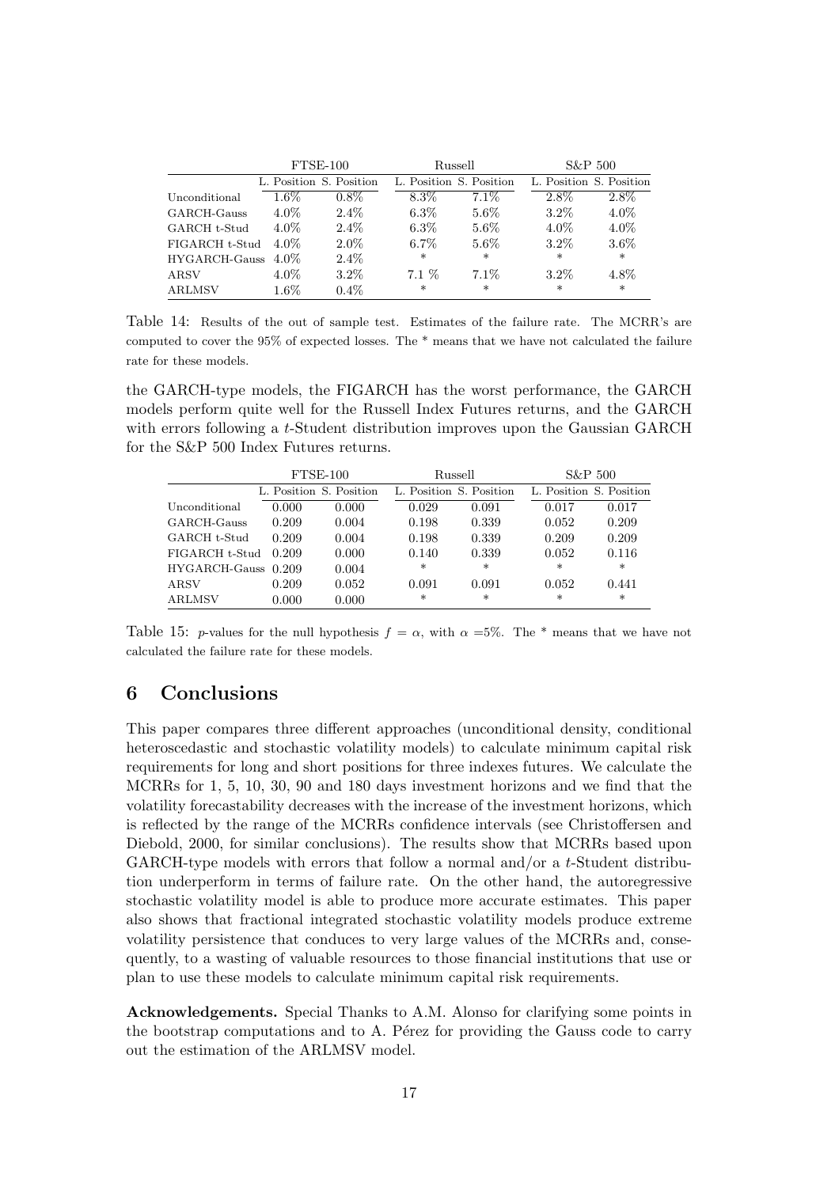| | FTSE-100 | | Russell | | S&P 500 | |
|---|---|---|---|---|---|---|
| | L. Position | S. Position | L. Position | S. Position | L. Position | S. Position |
| Unconditional | 1.6% | 0.8% | 8.3% | 7.1% | 2.8% | 2.8% |
| GARCH-Gauss | 4.0% | 2.4% | 6.3% | 5.6% | 3.2% | 4.0% |
| GARCH t-Stud | 4.0% | 2.4% | 6.3% | 5.6% | 4.0% | 4.0% |
| FIGARCH t-Stud | 4.0% | 2.0% | 6.7% | 5.6% | 3.2% | 3.6% |
| HYGARCH-Gauss | 4.0% | 2.4% | * | * | * | * |
| ARSV | 4.0% | 3.2% | 7.1 % | 7.1% | 3.2% | 4.8% |
| ARLMSV | 1.6% | 0.4% | * | * | * | * |

Table 14: Results of the out of sample test. Estimates of the failure rate. The MCRR's are computed to cover the 95% of expected losses. The * means that we have not calculated the failure rate for these models.

the GARCH-type models, the FIGARCH has the worst performance, the GARCH models perform quite well for the Russell Index Futures returns, and the GARCH with errors following a $t$-Student distribution improves upon the Gaussian GARCH for the S&P 500 Index Futures returns.

| | FTSE-100 | | Russell | | S&P 500 | |
|---|---|---|---|---|---|---|
| | L. Position | S. Position | L. Position | S. Position | L. Position | S. Position |
| Unconditional | 0.000 | 0.000 | 0.029 | 0.091 | 0.017 | 0.017 |
| GARCH-Gauss | 0.209 | 0.004 | 0.198 | 0.339 | 0.052 | 0.209 |
| GARCH t-Stud | 0.209 | 0.004 | 0.198 | 0.339 | 0.209 | 0.209 |
| FIGARCH t-Stud | 0.209 | 0.000 | 0.140 | 0.339 | 0.052 | 0.116 |
| HYGARCH-Gauss | 0.209 | 0.004 | * | * | * | * |
| ARSV | 0.209 | 0.052 | 0.091 | 0.091 | 0.052 | 0.441 |
| ARLMSV | 0.000 | 0.000 | * | * | * | * |

Table 15: $p$-values for the null hypothesis $f = \alpha$, with $\alpha$ =5%. The * means that we have not calculated the failure rate for these models.

## 6 Conclusions

This paper compares three different approaches (unconditional density, conditional heteroscedastic and stochastic volatility models) to calculate minimum capital risk requirements for long and short positions for three indexes futures. We calculate the MCRRs for 1, 5, 10, 30, 90 and 180 days investment horizons and we find that the volatility forecastability decreases with the increase of the investment horizons, which is reflected by the range of the MCRRs confidence intervals (see Christoffersen and Diebold, 2000, for similar conclusions). The results show that MCRRs based upon GARCH-type models with errors that follow a normal and/or a $t$-Student distribution underperform in terms of failure rate. On the other hand, the autoregressive stochastic volatility model is able to produce more accurate estimates. This paper also shows that fractional integrated stochastic volatility models produce extreme volatility persistence that conduces to very large values of the MCRRs and, consequently, to a wasting of valuable resources to those financial institutions that use or plan to use these models to calculate minimum capital risk requirements.

**Acknowledgements.** Special Thanks to A.M. Alonso for clarifying some points in the bootstrap computations and to A. Pérez for providing the Gauss code to carry out the estimation of the ARLMSV model.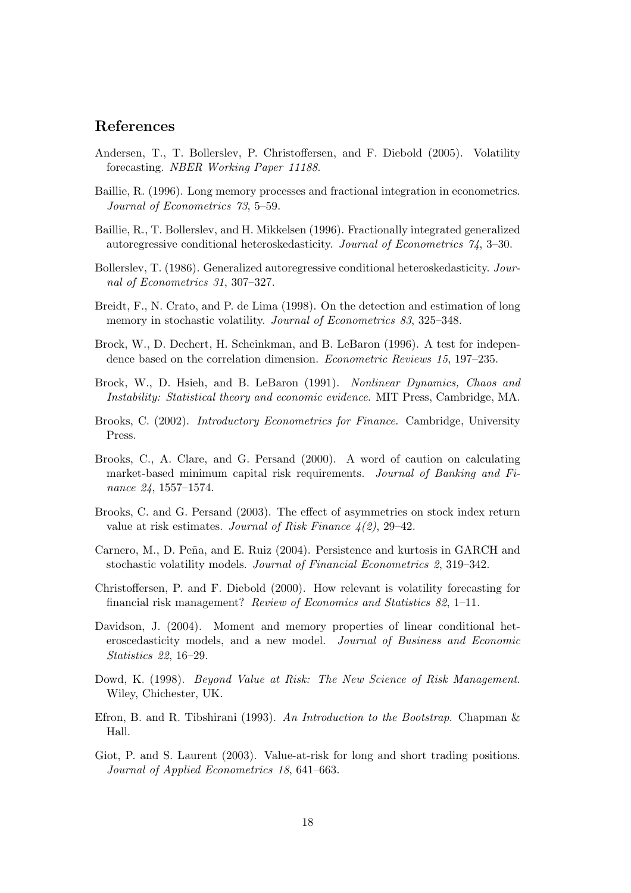## References

Andersen, T., T. Bollerslev, P. Christoffersen, and F. Diebold (2005). Volatility forecasting. *NBER Working Paper 11188*.

Baillie, R. (1996). Long memory processes and fractional integration in econometrics. *Journal of Econometrics 73*, 5–59.

Baillie, R., T. Bollerslev, and H. Mikkelsen (1996). Fractionally integrated generalized autoregressive conditional heteroskedasticity. *Journal of Econometrics 74*, 3–30.

Bollerslev, T. (1986). Generalized autoregressive conditional heteroskedasticity. *Journal of Econometrics 31*, 307–327.

Breidt, F., N. Crato, and P. de Lima (1998). On the detection and estimation of long memory in stochastic volatility. *Journal of Econometrics 83*, 325–348.

Brock, W., D. Dechert, H. Scheinkman, and B. LeBaron (1996). A test for independence based on the correlation dimension. *Econometric Reviews 15*, 197–235.

Brock, W., D. Hsieh, and B. LeBaron (1991). *Nonlinear Dynamics, Chaos and Instability: Statistical theory and economic evidence*. MIT Press, Cambridge, MA.

Brooks, C. (2002). *Introductory Econometrics for Finance*. Cambridge, University Press.

Brooks, C., A. Clare, and G. Persand (2000). A word of caution on calculating market-based minimum capital risk requirements. *Journal of Banking and Finance 24*, 1557–1574.

Brooks, C. and G. Persand (2003). The effect of asymmetries on stock index return value at risk estimates. *Journal of Risk Finance 4(2)*, 29–42.

Carnero, M., D. Peña, and E. Ruiz (2004). Persistence and kurtosis in GARCH and stochastic volatility models. *Journal of Financial Econometrics 2*, 319–342.

Christoffersen, P. and F. Diebold (2000). How relevant is volatility forecasting for financial risk management? *Review of Economics and Statistics 82*, 1–11.

Davidson, J. (2004). Moment and memory properties of linear conditional heteroscedasticity models, and a new model. *Journal of Business and Economic Statistics 22*, 16–29.

Dowd, K. (1998). *Beyond Value at Risk: The New Science of Risk Management*. Wiley, Chichester, UK.

Efron, B. and R. Tibshirani (1993). *An Introduction to the Bootstrap*. Chapman & Hall.

Giot, P. and S. Laurent (2003). Value-at-risk for long and short trading positions. *Journal of Applied Econometrics 18*, 641–663.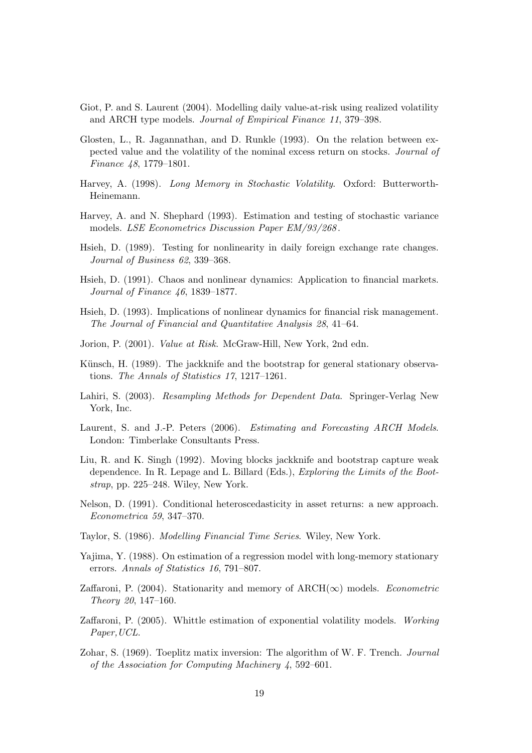Giot, P. and S. Laurent (2004). Modelling daily value-at-risk using realized volatility and ARCH type models. *Journal of Empirical Finance 11*, 379–398.

Glosten, L., R. Jagannathan, and D. Runkle (1993). On the relation between expected value and the volatility of the nominal excess return on stocks. *Journal of Finance 48*, 1779–1801.

Harvey, A. (1998). *Long Memory in Stochastic Volatility*. Oxford: Butterworth-Heinemann.

Harvey, A. and N. Shephard (1993). Estimation and testing of stochastic variance models. *LSE Econometrics Discussion Paper EM/93/268*.

Hsieh, D. (1989). Testing for nonlinearity in daily foreign exchange rate changes. *Journal of Business 62*, 339–368.

Hsieh, D. (1991). Chaos and nonlinear dynamics: Application to financial markets. *Journal of Finance 46*, 1839–1877.

Hsieh, D. (1993). Implications of nonlinear dynamics for financial risk management. *The Journal of Financial and Quantitative Analysis 28*, 41–64.

Jorion, P. (2001). *Value at Risk*. McGraw-Hill, New York, 2nd edn.

Künsch, H. (1989). The jackknife and the bootstrap for general stationary observations. *The Annals of Statistics 17*, 1217–1261.

Lahiri, S. (2003). *Resampling Methods for Dependent Data*. Springer-Verlag New York, Inc.

Laurent, S. and J.-P. Peters (2006). *Estimating and Forecasting ARCH Models*. London: Timberlake Consultants Press.

Liu, R. and K. Singh (1992). Moving blocks jackknife and bootstrap capture weak dependence. In R. Lepage and L. Billard (Eds.), *Exploring the Limits of the Bootstrap*, pp. 225–248. Wiley, New York.

Nelson, D. (1991). Conditional heteroscedasticity in asset returns: a new approach. *Econometrica 59*, 347–370.

Taylor, S. (1986). *Modelling Financial Time Series*. Wiley, New York.

Yajima, Y. (1988). On estimation of a regression model with long-memory stationary errors. *Annals of Statistics 16*, 791–807.

Zaffaroni, P. (2004). Stationarity and memory of ARCH($\infty$) models. *Econometric Theory 20*, 147–160.

Zaffaroni, P. (2005). Whittle estimation of exponential volatility models. *Working Paper,UCL*.

Zohar, S. (1969). Toeplitz matix inversion: The algorithm of W. F. Trench. *Journal of the Association for Computing Machinery 4*, 592–601.